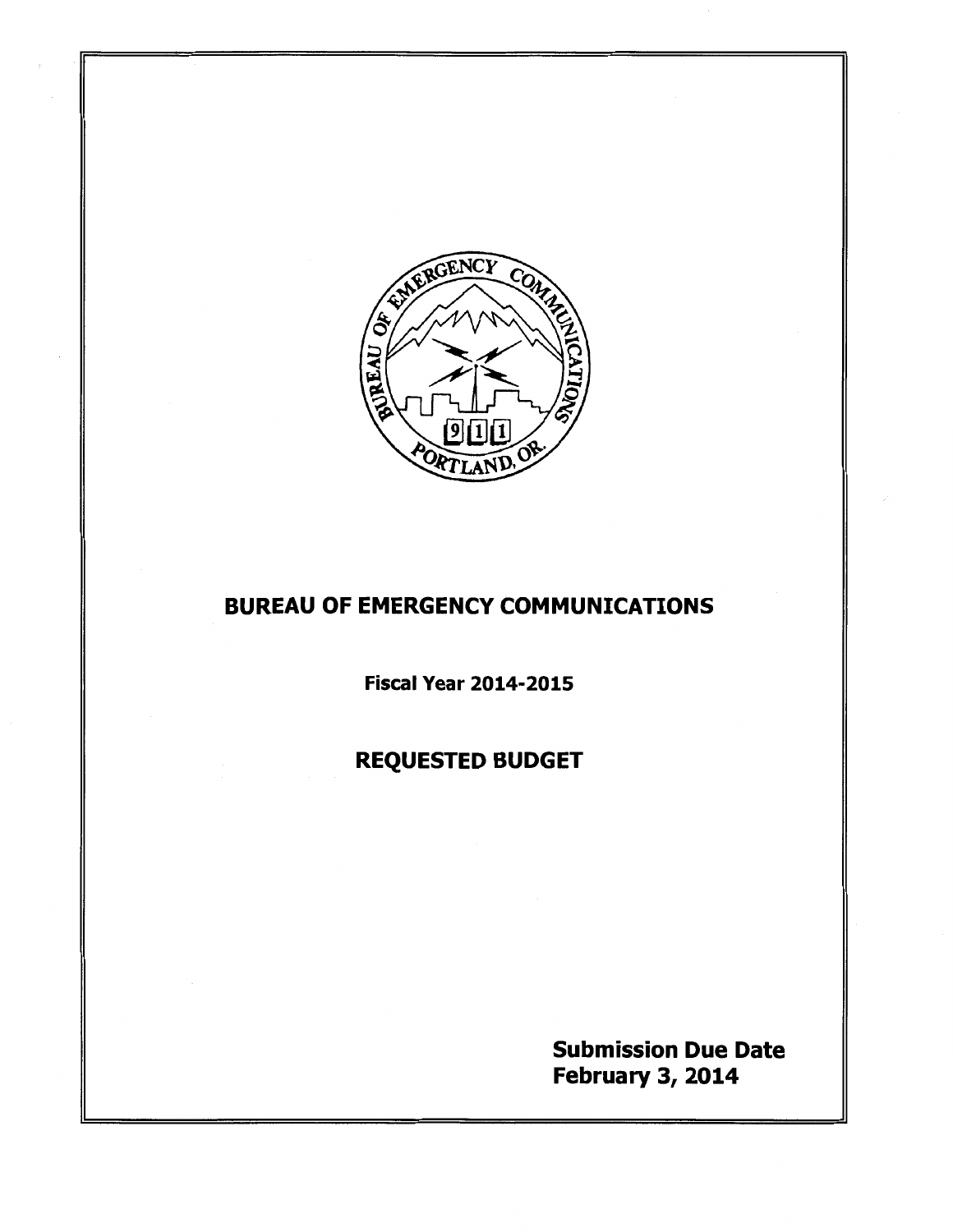# BUREAU OF EMERGENCY COMMUNICATIONS

**Fiscal Year 2014-2015**

## REQUESTED BUDGET

**Submission Due Date**
**February 3, 2014**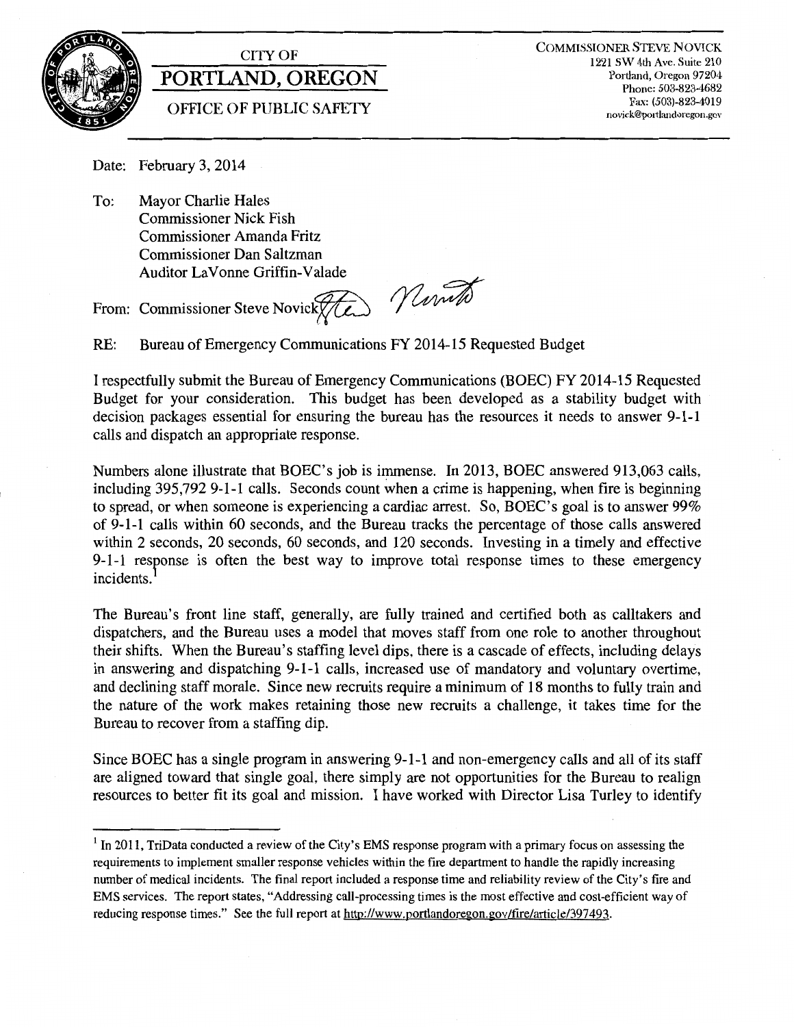CITY OF

**PORTLAND, OREGON**

OFFICE OF PUBLIC SAFETY

COMMISSIONER STEVE NOVICK
1221 SW 4th Ave. Suite 210
Portland, Oregon 97204
Phone: 503-823-4682
Fax: (503)-823-4019
novick@portlandoregon.gov

Date: February 3, 2014

To: Mayor Charlie Hales
Commissioner Nick Fish
Commissioner Amanda Fritz
Commissioner Dan Saltzman
Auditor LaVonne Griffin-Valade

From: Commissioner Steve Novick

RE: Bureau of Emergency Communications FY 2014-15 Requested Budget

I respectfully submit the Bureau of Emergency Communications (BOEC) FY 2014-15 Requested Budget for your consideration. This budget has been developed as a stability budget with decision packages essential for ensuring the bureau has the resources it needs to answer 9-1-1 calls and dispatch an appropriate response.

Numbers alone illustrate that BOEC's job is immense. In 2013, BOEC answered 913,063 calls, including 395,792 9-1-1 calls. Seconds count when a crime is happening, when fire is beginning to spread, or when someone is experiencing a cardiac arrest. So, BOEC's goal is to answer 99% of 9-1-1 calls within 60 seconds, and the Bureau tracks the percentage of those calls answered within 2 seconds, 20 seconds, 60 seconds, and 120 seconds. Investing in a timely and effective 9-1-1 response is often the best way to improve total response times to these emergency incidents.[1]

The Bureau's front line staff, generally, are fully trained and certified both as calltakers and dispatchers, and the Bureau uses a model that moves staff from one role to another throughout their shifts. When the Bureau's staffing level dips, there is a cascade of effects, including delays in answering and dispatching 9-1-1 calls, increased use of mandatory and voluntary overtime, and declining staff morale. Since new recruits require a minimum of 18 months to fully train and the nature of the work makes retaining those new recruits a challenge, it takes time for the Bureau to recover from a staffing dip.

Since BOEC has a single program in answering 9-1-1 and non-emergency calls and all of its staff are aligned toward that single goal, there simply are not opportunities for the Bureau to realign resources to better fit its goal and mission. I have worked with Director Lisa Turley to identify

---

[1] In 2011, TriData conducted a review of the City's EMS response program with a primary focus on assessing the requirements to implement smaller response vehicles within the fire department to handle the rapidly increasing number of medical incidents. The final report included a response time and reliability review of the City's fire and EMS services. The report states, "Addressing call-processing times is the most effective and cost-efficient way of reducing response times." See the full report at http://www.portlandoregon.gov/fire/article/397493.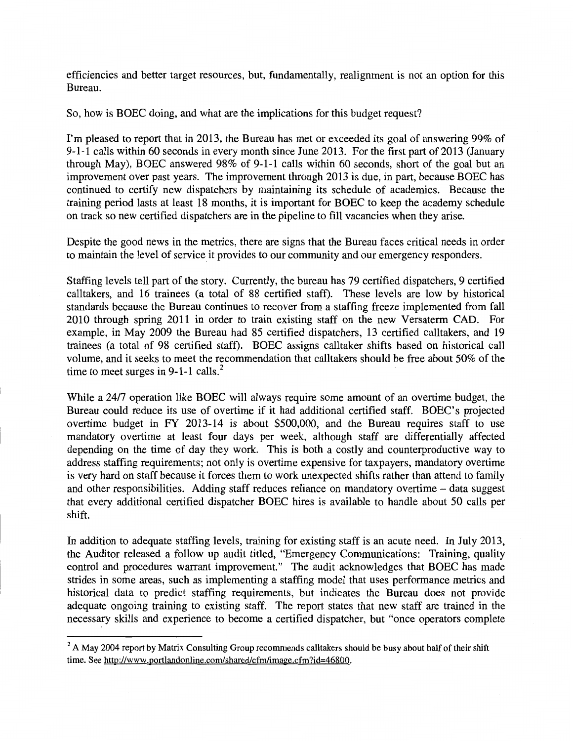efficiencies and better target resources, but, fundamentally, realignment is not an option for this Bureau.

So, how is BOEC doing, and what are the implications for this budget request?

I'm pleased to report that in 2013, the Bureau has met or exceeded its goal of answering 99% of 9-1-1 calls within 60 seconds in every month since June 2013. For the first part of 2013 (January through May), BOEC answered 98% of 9-1-1 calls within 60 seconds, short of the goal but an improvement over past years. The improvement through 2013 is due, in part, because BOEC has continued to certify new dispatchers by maintaining its schedule of academies. Because the training period lasts at least 18 months, it is important for BOEC to keep the academy schedule on track so new certified dispatchers are in the pipeline to fill vacancies when they arise.

Despite the good news in the metrics, there are signs that the Bureau faces critical needs in order to maintain the level of service it provides to our community and our emergency responders.

Staffing levels tell part of the story. Currently, the bureau has 79 certified dispatchers, 9 certified calltakers, and 16 trainees (a total of 88 certified staff). These levels are low by historical standards because the Bureau continues to recover from a staffing freeze implemented from fall 2010 through spring 2011 in order to train existing staff on the new Versaterm CAD. For example, in May 2009 the Bureau had 85 certified dispatchers, 13 certified calltakers, and 19 trainees (a total of 98 certified staff). BOEC assigns calltaker shifts based on historical call volume, and it seeks to meet the recommendation that calltakers should be free about 50% of the time to meet surges in 9-1-1 calls.[2]

While a 24/7 operation like BOEC will always require some amount of an overtime budget, the Bureau could reduce its use of overtime if it had additional certified staff. BOEC's projected overtime budget in FY 2013-14 is about $500,000, and the Bureau requires staff to use mandatory overtime at least four days per week, although staff are differentially affected depending on the time of day they work. This is both a costly and counterproductive way to address staffing requirements; not only is overtime expensive for taxpayers, mandatory overtime is very hard on staff because it forces them to work unexpected shifts rather than attend to family and other responsibilities. Adding staff reduces reliance on mandatory overtime – data suggest that every additional certified dispatcher BOEC hires is available to handle about 50 calls per shift.

In addition to adequate staffing levels, training for existing staff is an acute need. In July 2013, the Auditor released a follow up audit titled, "Emergency Communications: Training, quality control and procedures warrant improvement." The audit acknowledges that BOEC has made strides in some areas, such as implementing a staffing model that uses performance metrics and historical data to predict staffing requirements, but indicates the Bureau does not provide adequate ongoing training to existing staff. The report states that new staff are trained in the necessary skills and experience to become a certified dispatcher, but "once operators complete

---

[2] A May 2004 report by Matrix Consulting Group recommends calltakers should be busy about half of their shift time. See http://www.portlandonline.com/shared/cfm/image.cfm?id=46800.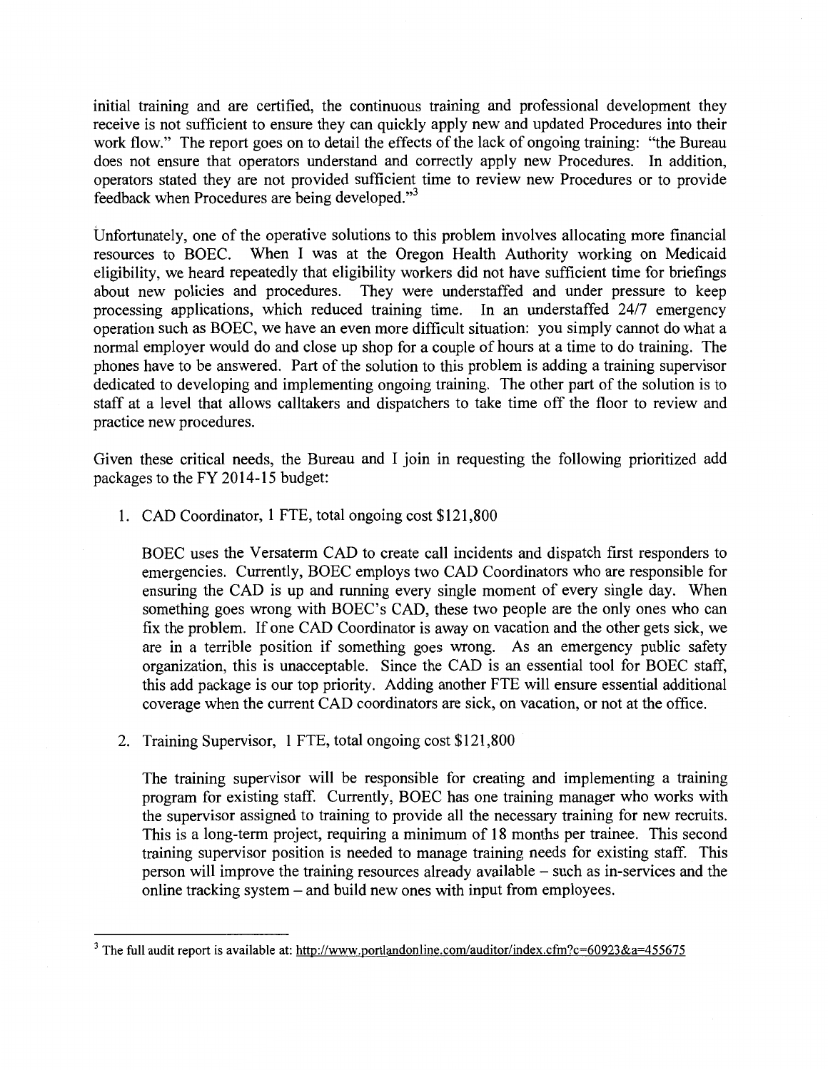initial training and are certified, the continuous training and professional development they receive is not sufficient to ensure they can quickly apply new and updated Procedures into their work flow." The report goes on to detail the effects of the lack of ongoing training: "the Bureau does not ensure that operators understand and correctly apply new Procedures. In addition, operators stated they are not provided sufficient time to review new Procedures or to provide feedback when Procedures are being developed."[3]

Unfortunately, one of the operative solutions to this problem involves allocating more financial resources to BOEC. When I was at the Oregon Health Authority working on Medicaid eligibility, we heard repeatedly that eligibility workers did not have sufficient time for briefings about new policies and procedures. They were understaffed and under pressure to keep processing applications, which reduced training time. In an understaffed 24/7 emergency operation such as BOEC, we have an even more difficult situation: you simply cannot do what a normal employer would do and close up shop for a couple of hours at a time to do training. The phones have to be answered. Part of the solution to this problem is adding a training supervisor dedicated to developing and implementing ongoing training. The other part of the solution is to staff at a level that allows calltakers and dispatchers to take time off the floor to review and practice new procedures.

Given these critical needs, the Bureau and I join in requesting the following prioritized add packages to the FY 2014-15 budget:

1. CAD Coordinator, 1 FTE, total ongoing cost $121,800

   BOEC uses the Versaterm CAD to create call incidents and dispatch first responders to emergencies. Currently, BOEC employs two CAD Coordinators who are responsible for ensuring the CAD is up and running every single moment of every single day. When something goes wrong with BOEC's CAD, these two people are the only ones who can fix the problem. If one CAD Coordinator is away on vacation and the other gets sick, we are in a terrible position if something goes wrong. As an emergency public safety organization, this is unacceptable. Since the CAD is an essential tool for BOEC staff, this add package is our top priority. Adding another FTE will ensure essential additional coverage when the current CAD coordinators are sick, on vacation, or not at the office.

2. Training Supervisor, 1 FTE, total ongoing cost $121,800

   The training supervisor will be responsible for creating and implementing a training program for existing staff. Currently, BOEC has one training manager who works with the supervisor assigned to training to provide all the necessary training for new recruits. This is a long-term project, requiring a minimum of 18 months per trainee. This second training supervisor position is needed to manage training needs for existing staff. This person will improve the training resources already available – such as in-services and the online tracking system – and build new ones with input from employees.

---

[3] The full audit report is available at: http://www.portlandonline.com/auditor/index.cfm?c=60923&a=455675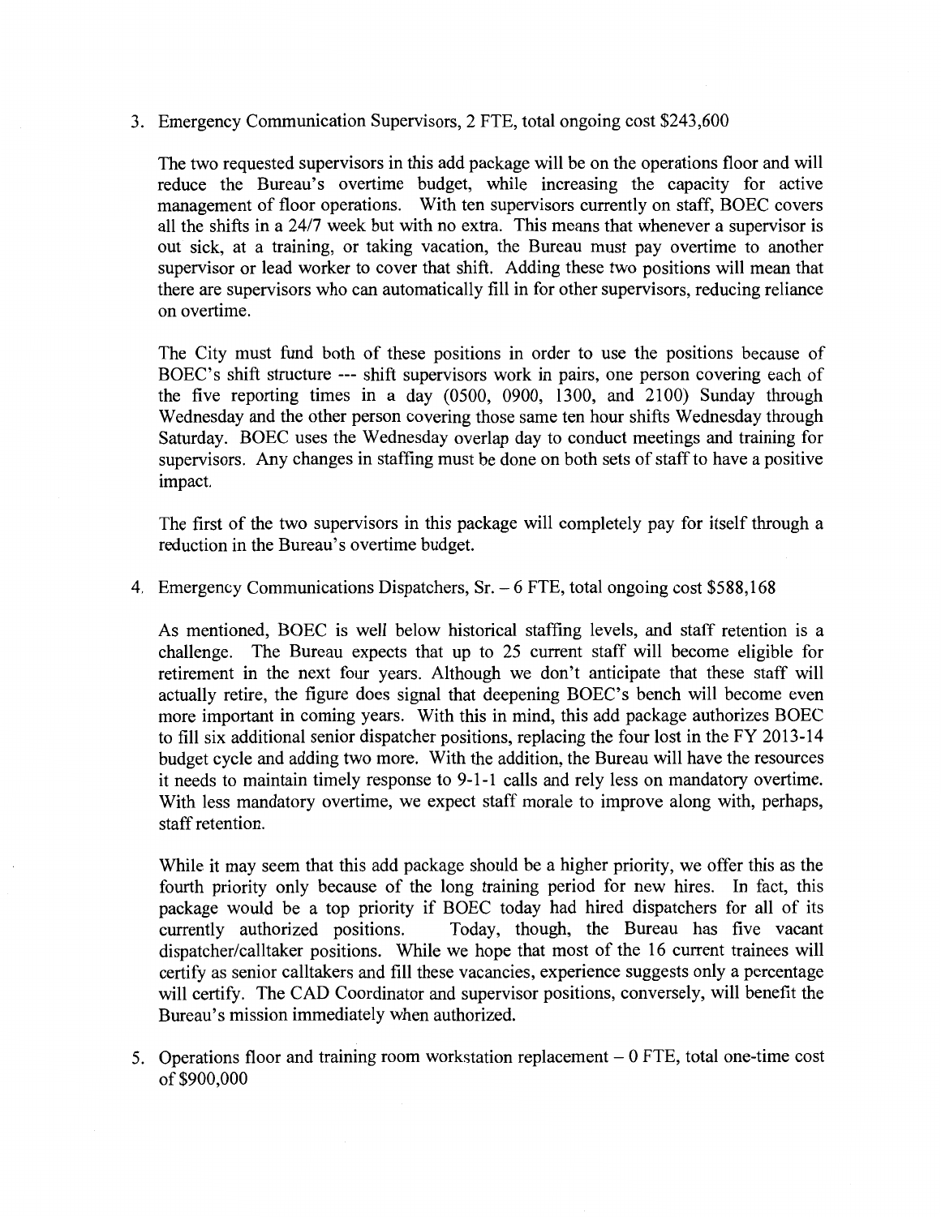3. Emergency Communication Supervisors, 2 FTE, total ongoing cost $243,600

   The two requested supervisors in this add package will be on the operations floor and will reduce the Bureau's overtime budget, while increasing the capacity for active management of floor operations. With ten supervisors currently on staff, BOEC covers all the shifts in a 24/7 week but with no extra. This means that whenever a supervisor is out sick, at a training, or taking vacation, the Bureau must pay overtime to another supervisor or lead worker to cover that shift. Adding these two positions will mean that there are supervisors who can automatically fill in for other supervisors, reducing reliance on overtime.

   The City must fund both of these positions in order to use the positions because of BOEC's shift structure --- shift supervisors work in pairs, one person covering each of the five reporting times in a day (0500, 0900, 1300, and 2100) Sunday through Wednesday and the other person covering those same ten hour shifts Wednesday through Saturday. BOEC uses the Wednesday overlap day to conduct meetings and training for supervisors. Any changes in staffing must be done on both sets of staff to have a positive impact.

   The first of the two supervisors in this package will completely pay for itself through a reduction in the Bureau's overtime budget.

4. Emergency Communications Dispatchers, Sr. – 6 FTE, total ongoing cost $588,168

   As mentioned, BOEC is well below historical staffing levels, and staff retention is a challenge. The Bureau expects that up to 25 current staff will become eligible for retirement in the next four years. Although we don't anticipate that these staff will actually retire, the figure does signal that deepening BOEC's bench will become even more important in coming years. With this in mind, this add package authorizes BOEC to fill six additional senior dispatcher positions, replacing the four lost in the FY 2013-14 budget cycle and adding two more. With the addition, the Bureau will have the resources it needs to maintain timely response to 9-1-1 calls and rely less on mandatory overtime. With less mandatory overtime, we expect staff morale to improve along with, perhaps, staff retention.

   While it may seem that this add package should be a higher priority, we offer this as the fourth priority only because of the long training period for new hires. In fact, this package would be a top priority if BOEC today had hired dispatchers for all of its currently authorized positions. Today, though, the Bureau has five vacant dispatcher/calltaker positions. While we hope that most of the 16 current trainees will certify as senior calltakers and fill these vacancies, experience suggests only a percentage will certify. The CAD Coordinator and supervisor positions, conversely, will benefit the Bureau's mission immediately when authorized.

5. Operations floor and training room workstation replacement – 0 FTE, total one-time cost of $900,000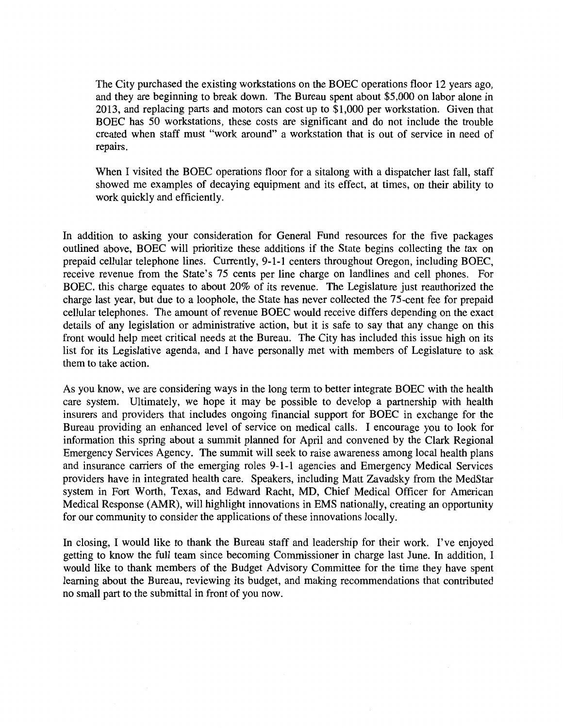The City purchased the existing workstations on the BOEC operations floor 12 years ago, and they are beginning to break down. The Bureau spent about $5,000 on labor alone in 2013, and replacing parts and motors can cost up to $1,000 per workstation. Given that BOEC has 50 workstations, these costs are significant and do not include the trouble created when staff must "work around" a workstation that is out of service in need of repairs.

When I visited the BOEC operations floor for a sitalong with a dispatcher last fall, staff showed me examples of decaying equipment and its effect, at times, on their ability to work quickly and efficiently.

In addition to asking your consideration for General Fund resources for the five packages outlined above, BOEC will prioritize these additions if the State begins collecting the tax on prepaid cellular telephone lines. Currently, 9-1-1 centers throughout Oregon, including BOEC, receive revenue from the State's 75 cents per line charge on landlines and cell phones. For BOEC, this charge equates to about 20% of its revenue. The Legislature just reauthorized the charge last year, but due to a loophole, the State has never collected the 75-cent fee for prepaid cellular telephones. The amount of revenue BOEC would receive differs depending on the exact details of any legislation or administrative action, but it is safe to say that any change on this front would help meet critical needs at the Bureau. The City has included this issue high on its list for its Legislative agenda, and I have personally met with members of Legislature to ask them to take action.

As you know, we are considering ways in the long term to better integrate BOEC with the health care system. Ultimately, we hope it may be possible to develop a partnership with health insurers and providers that includes ongoing financial support for BOEC in exchange for the Bureau providing an enhanced level of service on medical calls. I encourage you to look for information this spring about a summit planned for April and convened by the Clark Regional Emergency Services Agency. The summit will seek to raise awareness among local health plans and insurance carriers of the emerging roles 9-1-1 agencies and Emergency Medical Services providers have in integrated health care. Speakers, including Matt Zavadsky from the MedStar system in Fort Worth, Texas, and Edward Racht, MD, Chief Medical Officer for American Medical Response (AMR), will highlight innovations in EMS nationally, creating an opportunity for our community to consider the applications of these innovations locally.

In closing, I would like to thank the Bureau staff and leadership for their work. I've enjoyed getting to know the full team since becoming Commissioner in charge last June. In addition, I would like to thank members of the Budget Advisory Committee for the time they have spent learning about the Bureau, reviewing its budget, and making recommendations that contributed no small part to the submittal in front of you now.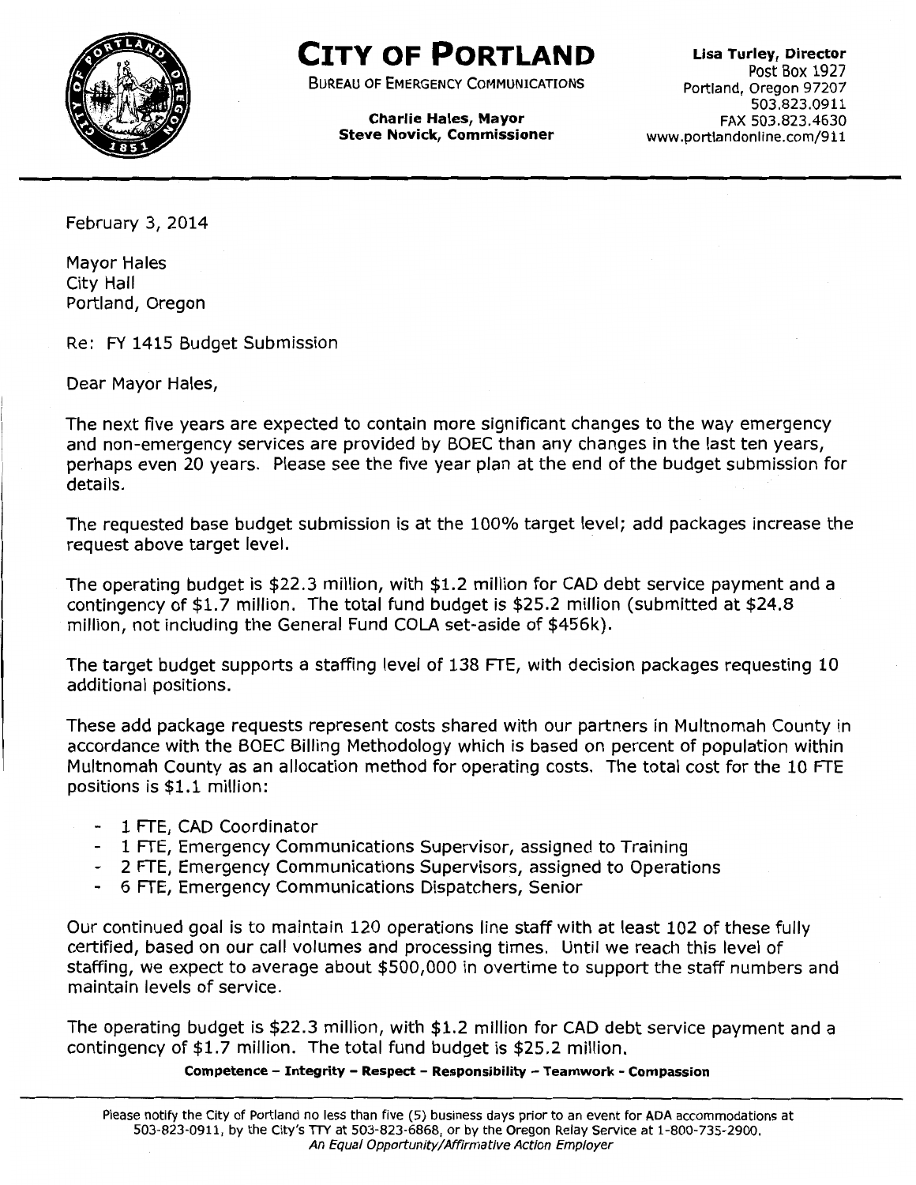# CITY OF PORTLAND

BUREAU OF EMERGENCY COMMUNICATIONS

**Charlie Hales, Mayor**
**Steve Novick, Commissioner**

**Lisa Turley, Director**
Post Box 1927
Portland, Oregon 97207
503.823.0911
FAX 503.823.4630
www.portlandonline.com/911

February 3, 2014

Mayor Hales
City Hall
Portland, Oregon

Re: FY 1415 Budget Submission

Dear Mayor Hales,

The next five years are expected to contain more significant changes to the way emergency and non-emergency services are provided by BOEC than any changes in the last ten years, perhaps even 20 years. Please see the five year plan at the end of the budget submission for details.

The requested base budget submission is at the 100% target level; add packages increase the request above target level.

The operating budget is $22.3 million, with $1.2 million for CAD debt service payment and a contingency of $1.7 million. The total fund budget is $25.2 million (submitted at $24.8 million, not including the General Fund COLA set-aside of $456k).

The target budget supports a staffing level of 138 FTE, with decision packages requesting 10 additional positions.

These add package requests represent costs shared with our partners in Multnomah County in accordance with the BOEC Billing Methodology which is based on percent of population within Multnomah County as an allocation method for operating costs. The total cost for the 10 FTE positions is $1.1 million:

- 1 FTE, CAD Coordinator
- 1 FTE, Emergency Communications Supervisor, assigned to Training
- 2 FTE, Emergency Communications Supervisors, assigned to Operations
- 6 FTE, Emergency Communications Dispatchers, Senior

Our continued goal is to maintain 120 operations line staff with at least 102 of these fully certified, based on our call volumes and processing times. Until we reach this level of staffing, we expect to average about $500,000 in overtime to support the staff numbers and maintain levels of service.

The operating budget is $22.3 million, with $1.2 million for CAD debt service payment and a contingency of $1.7 million. The total fund budget is $25.2 million.

**Competence – Integrity – Respect – Responsibility – Teamwork - Compassion**

Please notify the City of Portland no less than five (5) business days prior to an event for ADA accommodations at 503-823-0911, by the City's TTY at 503-823-6868, or by the Oregon Relay Service at 1-800-735-2900.
*An Equal Opportunity/Affirmative Action Employer*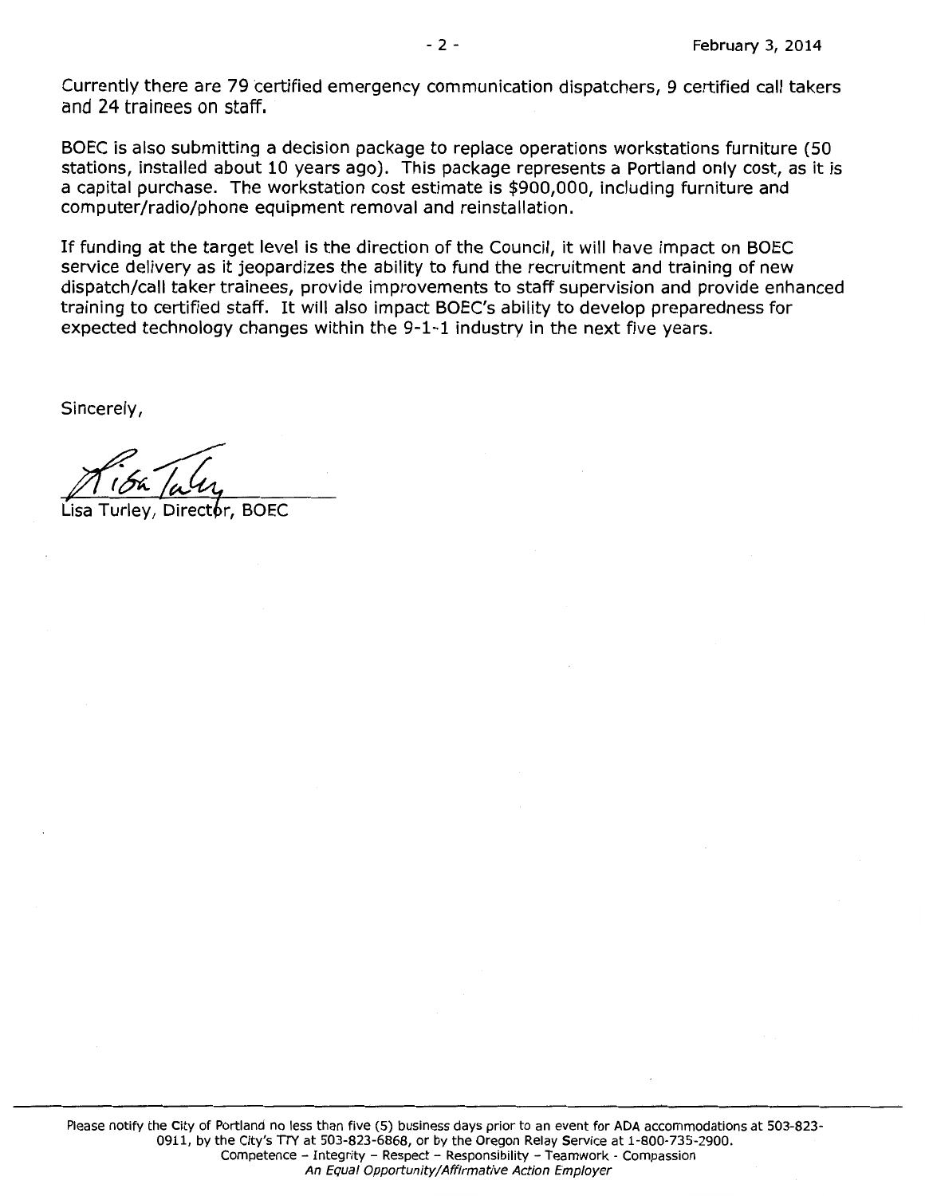Currently there are 79 certified emergency communication dispatchers, 9 certified call takers and 24 trainees on staff.

BOEC is also submitting a decision package to replace operations workstations furniture (50 stations, installed about 10 years ago). This package represents a Portland only cost, as it is a capital purchase. The workstation cost estimate is $900,000, including furniture and computer/radio/phone equipment removal and reinstallation.

If funding at the target level is the direction of the Council, it will have impact on BOEC service delivery as it jeopardizes the ability to fund the recruitment and training of new dispatch/call taker trainees, provide improvements to staff supervision and provide enhanced training to certified staff. It will also impact BOEC's ability to develop preparedness for expected technology changes within the 9-1-1 industry in the next five years.

Sincerely,

Lisa Turley, Director, BOEC

Please notify the City of Portland no less than five (5) business days prior to an event for ADA accommodations at 503-823-0911, by the City's TTY at 503-823-6868, or by the Oregon Relay Service at 1-800-735-2900.
Competence – Integrity – Respect – Responsibility – Teamwork - Compassion
*An Equal Opportunity/Affirmative Action Employer*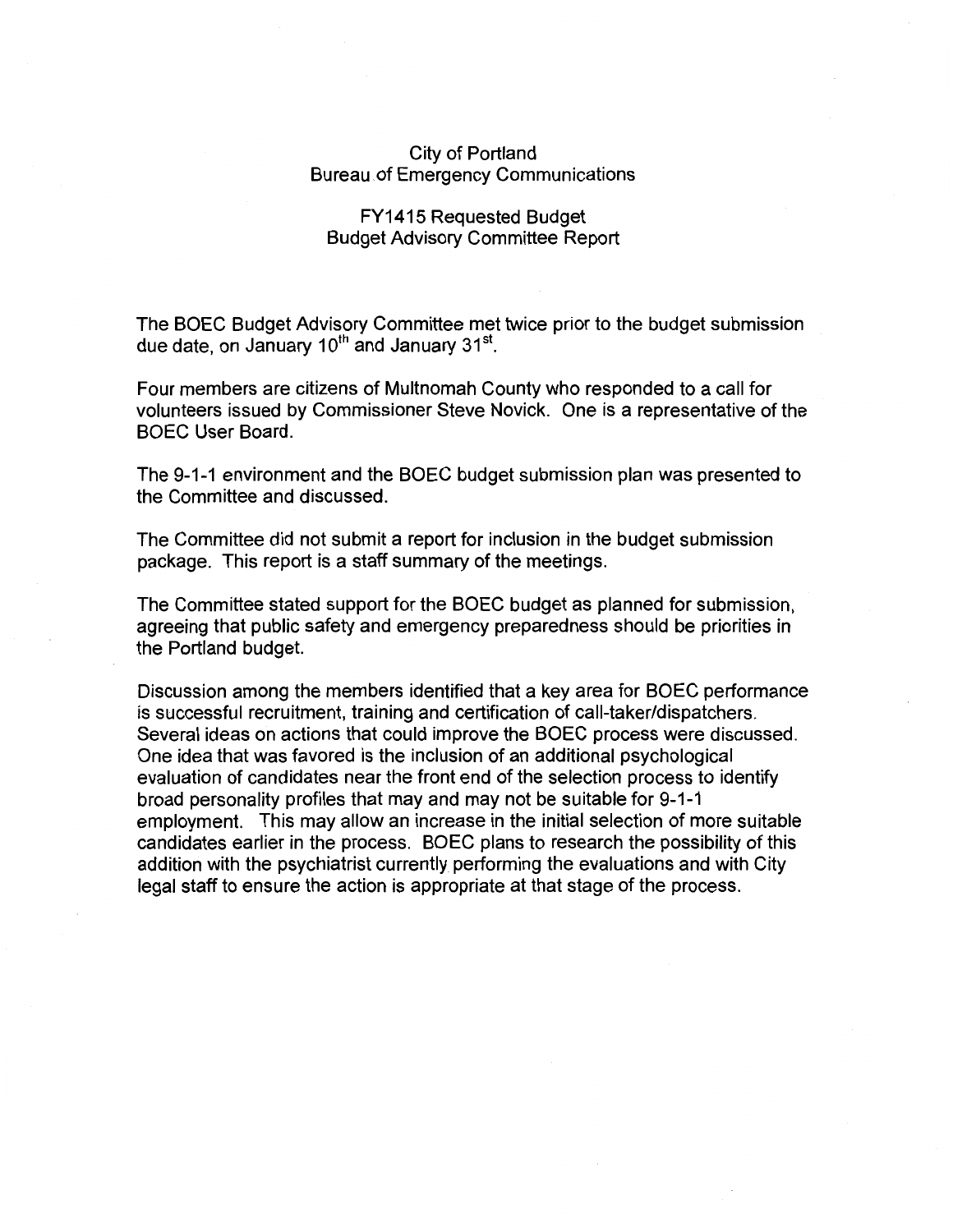City of Portland
Bureau of Emergency Communications

FY1415 Requested Budget
Budget Advisory Committee Report

The BOEC Budget Advisory Committee met twice prior to the budget submission due date, on January 10th and January 31st.

Four members are citizens of Multnomah County who responded to a call for volunteers issued by Commissioner Steve Novick. One is a representative of the BOEC User Board.

The 9-1-1 environment and the BOEC budget submission plan was presented to the Committee and discussed.

The Committee did not submit a report for inclusion in the budget submission package. This report is a staff summary of the meetings.

The Committee stated support for the BOEC budget as planned for submission, agreeing that public safety and emergency preparedness should be priorities in the Portland budget.

Discussion among the members identified that a key area for BOEC performance is successful recruitment, training and certification of call-taker/dispatchers. Several ideas on actions that could improve the BOEC process were discussed. One idea that was favored is the inclusion of an additional psychological evaluation of candidates near the front end of the selection process to identify broad personality profiles that may and may not be suitable for 9-1-1 employment. This may allow an increase in the initial selection of more suitable candidates earlier in the process. BOEC plans to research the possibility of this addition with the psychiatrist currently performing the evaluations and with City legal staff to ensure the action is appropriate at that stage of the process.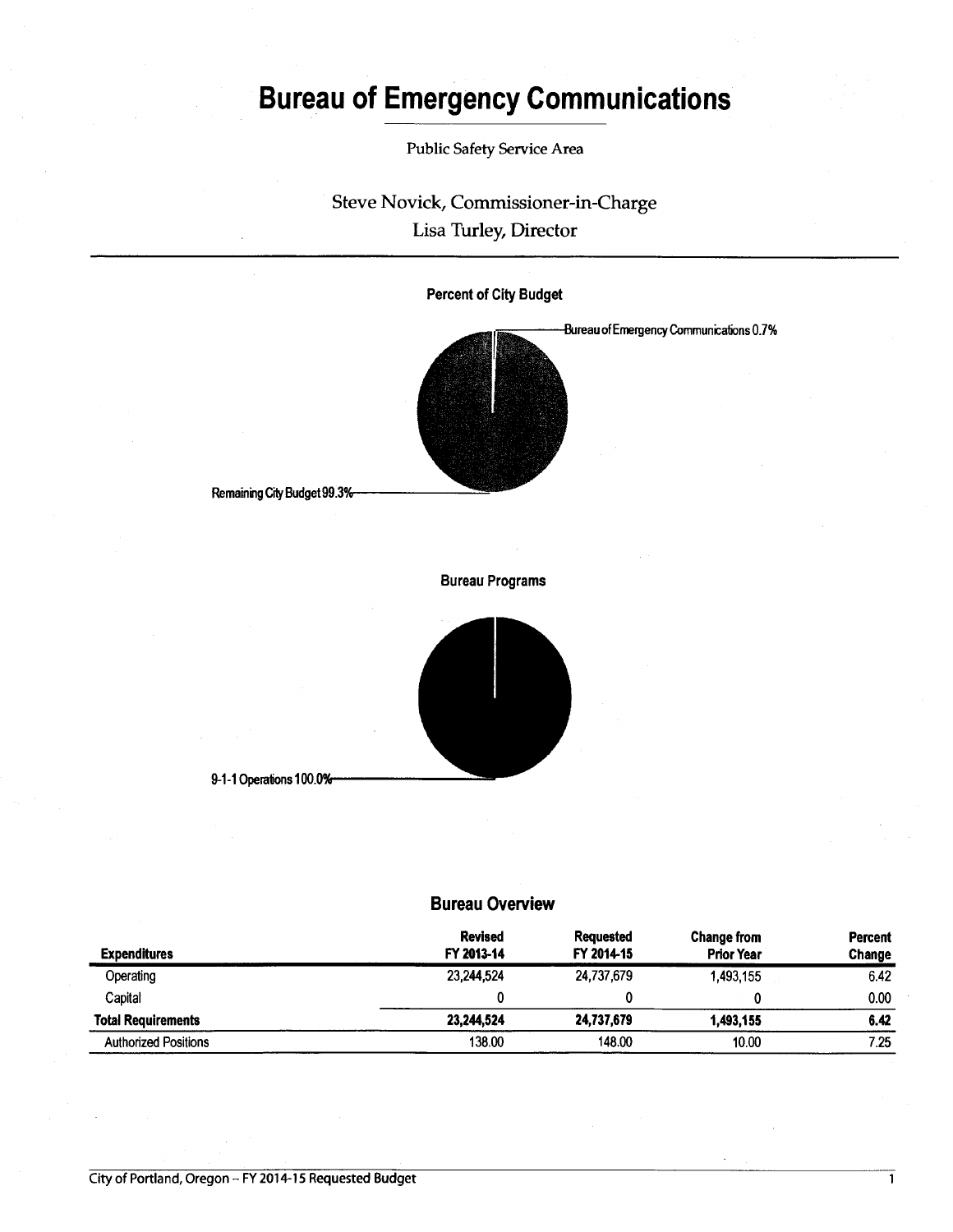# Bureau of Emergency Communications

Public Safety Service Area

Steve Novick, Commissioner-in-Charge

Lisa Turley, Director

**Percent of City Budget**

Bureau of Emergency Communications 0.7%

Remaining City Budget 99.3%

**Bureau Programs**

9-1-1 Operations 100.0%

## Bureau Overview

| Expenditures | Revised FY 2013-14 | Requested FY 2014-15 | Change from Prior Year | Percent Change |
|---|---|---|---|---|
| Operating | 23,244,524 | 24,737,679 | 1,493,155 | 6.42 |
| Capital | 0 | 0 | 0 | 0.00 |
| **Total Requirements** | **23,244,524** | **24,737,679** | **1,493,155** | **6.42** |
| Authorized Positions | 138.00 | 148.00 | 10.00 | 7.25 |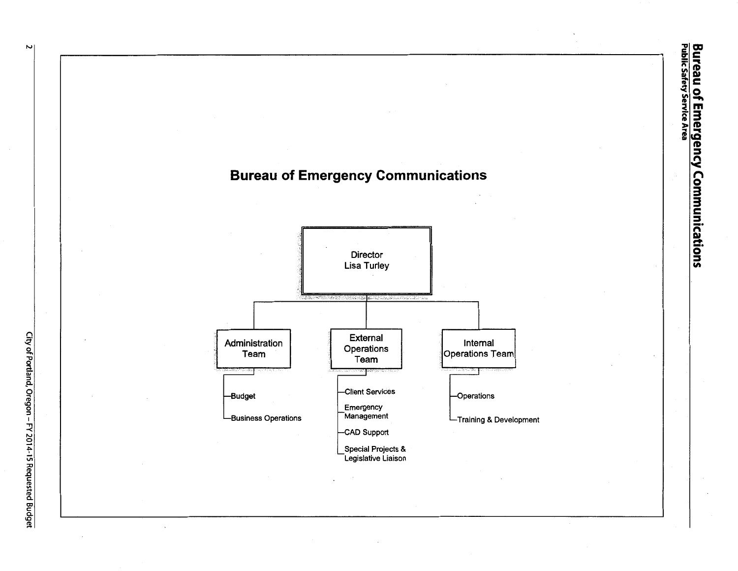# Bureau of Emergency Communications

- **Director**
  - Lisa Turley
  - **Administration Team**
    - Budget
    - Business Operations
  - **External Operations Team**
    - Client Services
    - Emergency Management
    - CAD Support
    - Special Projects & Legislative Liaison
  - **Internal Operations Team**
    - Operations
    - Training & Development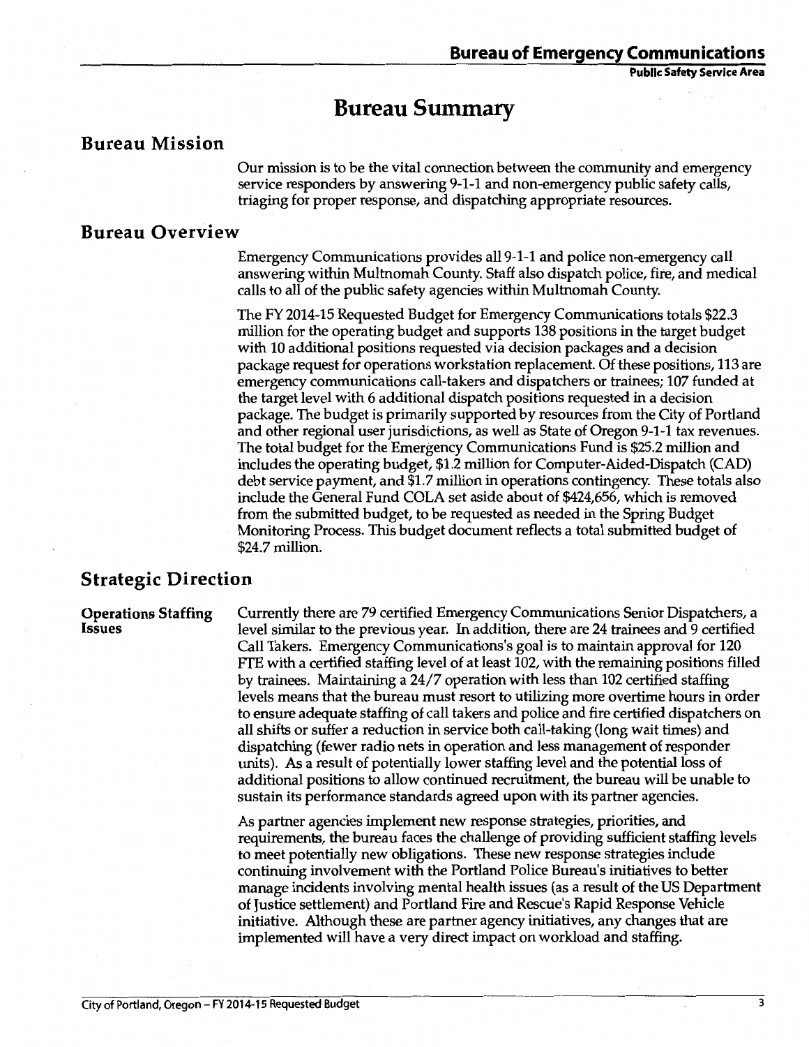# Bureau Summary

## Bureau Mission

Our mission is to be the vital connection between the community and emergency service responders by answering 9-1-1 and non-emergency public safety calls, triaging for proper response, and dispatching appropriate resources.

## Bureau Overview

Emergency Communications provides all 9-1-1 and police non-emergency call answering within Multnomah County. Staff also dispatch police, fire, and medical calls to all of the public safety agencies within Multnomah County.

The FY 2014-15 Requested Budget for Emergency Communications totals $22.3 million for the operating budget and supports 138 positions in the target budget with 10 additional positions requested via decision packages and a decision package request for operations workstation replacement. Of these positions, 113 are emergency communications call-takers and dispatchers or trainees; 107 funded at the target level with 6 additional dispatch positions requested in a decision package. The budget is primarily supported by resources from the City of Portland and other regional user jurisdictions, as well as State of Oregon 9-1-1 tax revenues. The total budget for the Emergency Communications Fund is $25.2 million and includes the operating budget, $1.2 million for Computer-Aided-Dispatch (CAD) debt service payment, and $1.7 million in operations contingency. These totals also include the General Fund COLA set aside about of $424,656, which is removed from the submitted budget, to be requested as needed in the Spring Budget Monitoring Process. This budget document reflects a total submitted budget of $24.7 million.

## Strategic Direction

**Operations Staffing Issues**

Currently there are 79 certified Emergency Communications Senior Dispatchers, a level similar to the previous year. In addition, there are 24 trainees and 9 certified Call Takers. Emergency Communications's goal is to maintain approval for 120 FTE with a certified staffing level of at least 102, with the remaining positions filled by trainees. Maintaining a 24/7 operation with less than 102 certified staffing levels means that the bureau must resort to utilizing more overtime hours in order to ensure adequate staffing of call takers and police and fire certified dispatchers on all shifts or suffer a reduction in service both call-taking (long wait times) and dispatching (fewer radio nets in operation and less management of responder units). As a result of potentially lower staffing level and the potential loss of additional positions to allow continued recruitment, the bureau will be unable to sustain its performance standards agreed upon with its partner agencies.

As partner agencies implement new response strategies, priorities, and requirements, the bureau faces the challenge of providing sufficient staffing levels to meet potentially new obligations. These new response strategies include continuing involvement with the Portland Police Bureau's initiatives to better manage incidents involving mental health issues (as a result of the US Department of Justice settlement) and Portland Fire and Rescue's Rapid Response Vehicle initiative. Although these are partner agency initiatives, any changes that are implemented will have a very direct impact on workload and staffing.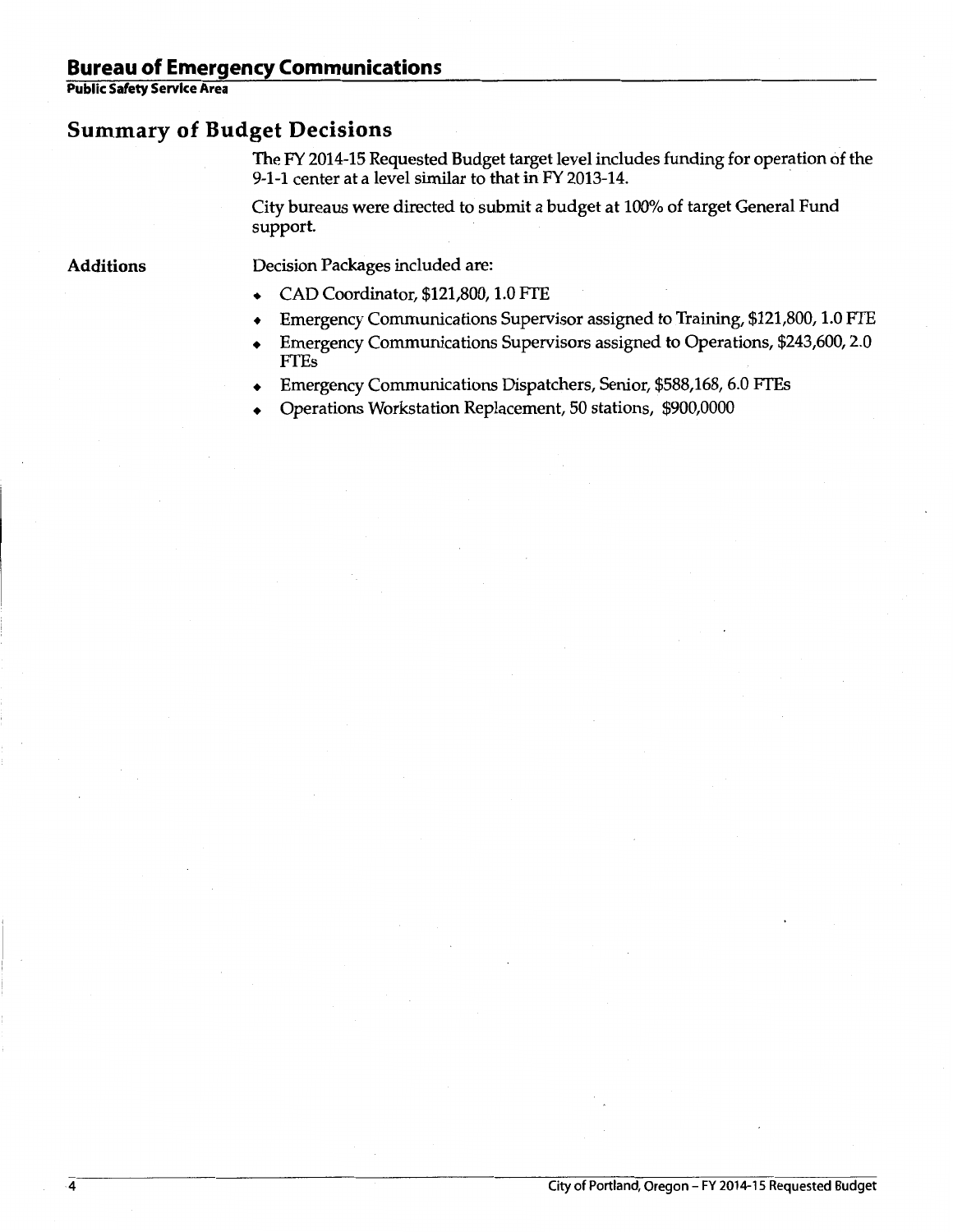# Bureau of Emergency Communications

**Public Safety Service Area**

## Summary of Budget Decisions

The FY 2014-15 Requested Budget target level includes funding for operation of the 9-1-1 center at a level similar to that in FY 2013-14.

City bureaus were directed to submit a budget at 100% of target General Fund support.

### Additions

Decision Packages included are:

- CAD Coordinator, $121,800, 1.0 FTE
- Emergency Communications Supervisor assigned to Training, $121,800, 1.0 FTE
- Emergency Communications Supervisors assigned to Operations, $243,600, 2.0 FTEs
- Emergency Communications Dispatchers, Senior, $588,168, 6.0 FTEs
- Operations Workstation Replacement, 50 stations, $900,0000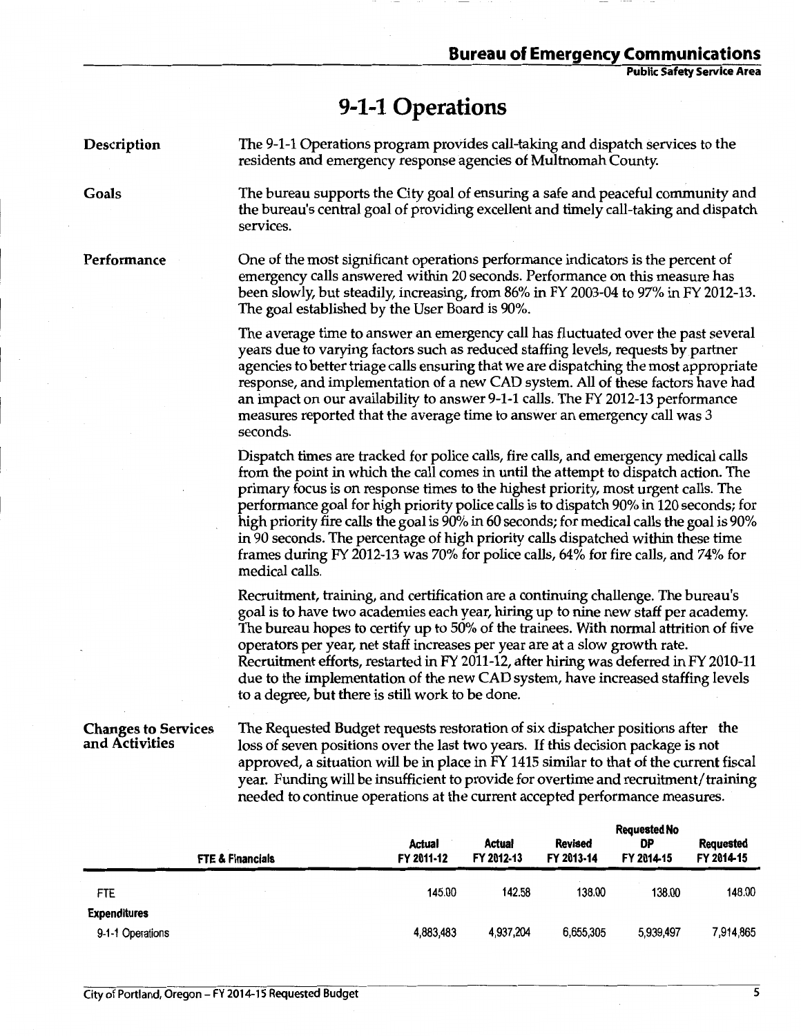# 9-1-1 Operations

**Description**

The 9-1-1 Operations program provides call-taking and dispatch services to the residents and emergency response agencies of Multnomah County.

**Goals**

The bureau supports the City goal of ensuring a safe and peaceful community and the bureau's central goal of providing excellent and timely call-taking and dispatch services.

**Performance**

One of the most significant operations performance indicators is the percent of emergency calls answered within 20 seconds. Performance on this measure has been slowly, but steadily, increasing, from 86% in FY 2003-04 to 97% in FY 2012-13. The goal established by the User Board is 90%.

The average time to answer an emergency call has fluctuated over the past several years due to varying factors such as reduced staffing levels, requests by partner agencies to better triage calls ensuring that we are dispatching the most appropriate response, and implementation of a new CAD system. All of these factors have had an impact on our availability to answer 9-1-1 calls. The FY 2012-13 performance measures reported that the average time to answer an emergency call was 3 seconds.

Dispatch times are tracked for police calls, fire calls, and emergency medical calls from the point in which the call comes in until the attempt to dispatch action. The primary focus is on response times to the highest priority, most urgent calls. The performance goal for high priority police calls is to dispatch 90% in 120 seconds; for high priority fire calls the goal is 90% in 60 seconds; for medical calls the goal is 90% in 90 seconds. The percentage of high priority calls dispatched within these time frames during FY 2012-13 was 70% for police calls, 64% for fire calls, and 74% for medical calls.

Recruitment, training, and certification are a continuing challenge. The bureau's goal is to have two academies each year, hiring up to nine new staff per academy. The bureau hopes to certify up to 50% of the trainees. With normal attrition of five operators per year, net staff increases per year are at a slow growth rate. Recruitment efforts, restarted in FY 2011-12, after hiring was deferred in FY 2010-11 due to the implementation of the new CAD system, have increased staffing levels to a degree, but there is still work to be done.

**Changes to Services and Activities**

The Requested Budget requests restoration of six dispatcher positions after the loss of seven positions over the last two years. If this decision package is not approved, a situation will be in place in FY 1415 similar to that of the current fiscal year. Funding will be insufficient to provide for overtime and recruitment/training needed to continue operations at the current accepted performance measures.

| FTE & Financials | Actual FY 2011-12 | Actual FY 2012-13 | Revised FY 2013-14 | Requested No DP FY 2014-15 | Requested FY 2014-15 |
|---|---|---|---|---|---|
| FTE | 145.00 | 142.58 | 138.00 | 138.00 | 148.00 |
| **Expenditures** | | | | | |
| 9-1-1 Operations | 4,883,483 | 4,937,204 | 6,655,305 | 5,939,497 | 7,914,865 |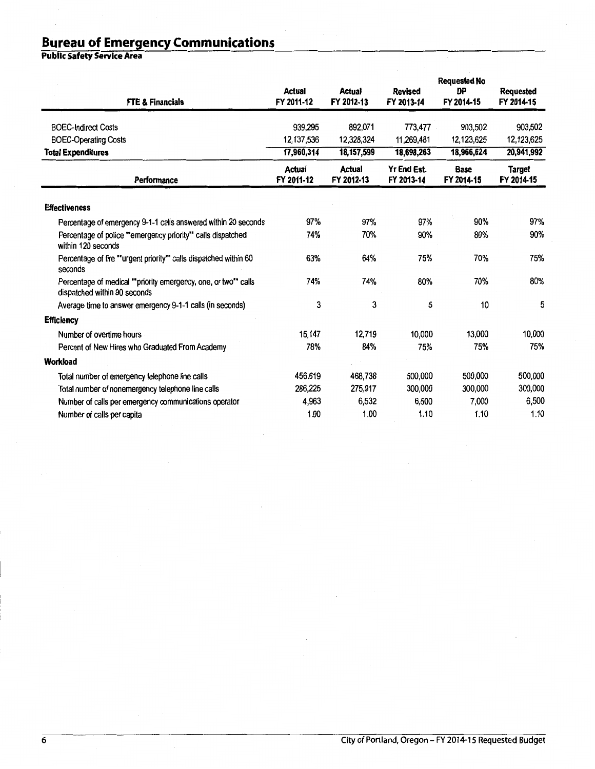# Bureau of Emergency Communications

**Public Safety Service Area**

| FTE & Financials | Actual FY 2011-12 | Actual FY 2012-13 | Revised FY 2013-14 | Requested No DP FY 2014-15 | Requested FY 2014-15 |
|---|---|---|---|---|---|
| BOEC-Indirect Costs | 939,295 | 892,071 | 773,477 | 903,502 | 903,502 |
| BOEC-Operating Costs | 12,137,536 | 12,328,324 | 11,269,481 | 12,123,625 | 12,123,625 |
| **Total Expenditures** | **17,960,314** | **18,157,599** | **18,698,263** | **18,966,624** | **20,941,992** |

| Performance | Actual FY 2011-12 | Actual FY 2012-13 | Yr End Est. FY 2013-14 | Base FY 2014-15 | Target FY 2014-15 |
|---|---|---|---|---|---|
| **Effectiveness** | | | | | |
| Percentage of emergency 9-1-1 calls answered within 20 seconds | 97% | 97% | 97% | 90% | 97% |
| Percentage of police "emergency priority" calls dispatched within 120 seconds | 74% | 70% | 90% | 80% | 90% |
| Percentage of fire "urgent priority" calls dispatched within 60 seconds | 63% | 64% | 75% | 70% | 75% |
| Percentage of medical "priority emergency, one, or two" calls dispatched within 90 seconds | 74% | 74% | 80% | 70% | 80% |
| Average time to answer emergency 9-1-1 calls (in seconds) | 3 | 3 | 5 | 10 | 5 |
| **Efficiency** | | | | | |
| Number of overtime hours | 15,147 | 12,719 | 10,000 | 13,000 | 10,000 |
| Percent of New Hires who Graduated From Academy | 78% | 84% | 75% | 75% | 75% |
| **Workload** | | | | | |
| Total number of emergency telephone line calls | 456,619 | 468,738 | 500,000 | 500,000 | 500,000 |
| Total number of nonemergency telephone line calls | 286,225 | 275,917 | 300,000 | 300,000 | 300,000 |
| Number of calls per emergency communications operator | 4,963 | 6,532 | 6,500 | 7,000 | 6,500 |
| Number of calls per capita | 1.00 | 1.00 | 1.10 | 1.10 | 1.10 |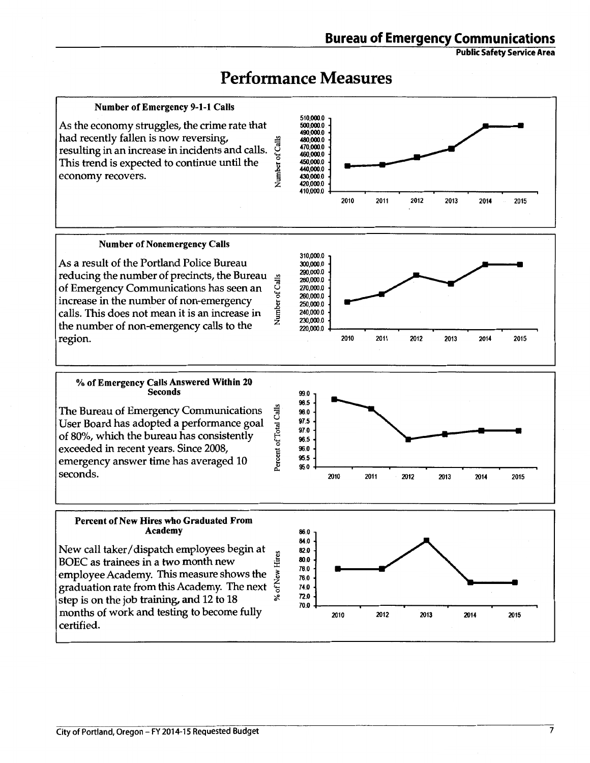# Performance Measures

### Number of Emergency 9-1-1 Calls

As the economy struggles, the crime rate that had recently fallen is now reversing, resulting in an increase in incidents and calls. This trend is expected to continue until the economy recovers.

### Number of Nonemergency Calls

As a result of the Portland Police Bureau reducing the number of precincts, the Bureau of Emergency Communications has seen an increase in the number of non-emergency calls. This does not mean it is an increase in the number of non-emergency calls to the region.

### % of Emergency Calls Answered Within 20 Seconds

The Bureau of Emergency Communications User Board has adopted a performance goal of 80%, which the bureau has consistently exceeded in recent years. Since 2008, emergency answer time has averaged 10 seconds.

### Percent of New Hires who Graduated From Academy

New call taker/dispatch employees begin at BOEC as trainees in a two month new employee Academy. This measure shows the graduation rate from this Academy. The next step is on the job training, and 12 to 18 months of work and testing to become fully certified.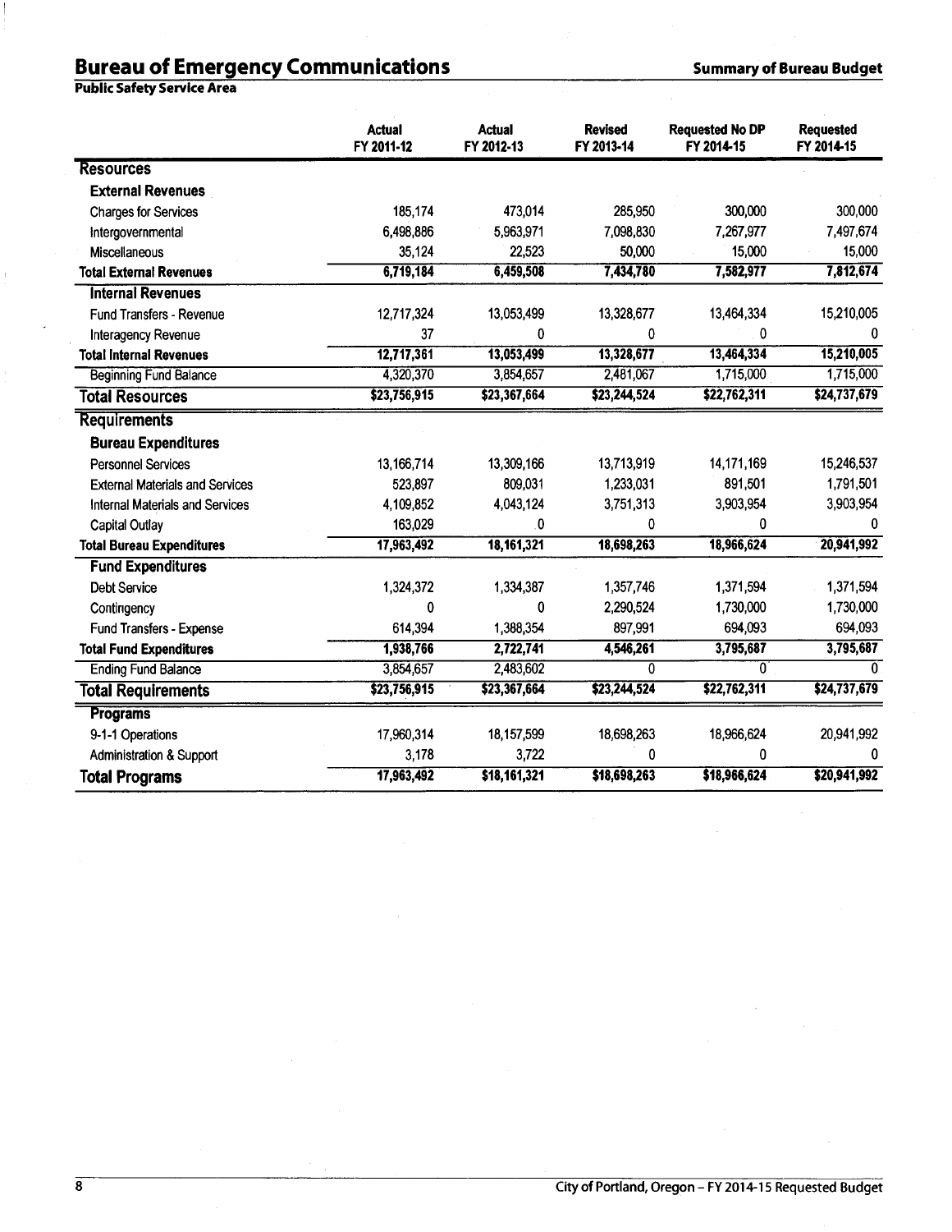# Bureau of Emergency Communications

**Summary of Bureau Budget**

**Public Safety Service Area**

| | Actual FY 2011-12 | Actual FY 2012-13 | Revised FY 2013-14 | Requested No DP FY 2014-15 | Requested FY 2014-15 |
|---|---|---|---|---|---|
| **Resources** | | | | | |
| **External Revenues** | | | | | |
| Charges for Services | 185,174 | 473,014 | 285,950 | 300,000 | 300,000 |
| Intergovernmental | 6,498,886 | 5,963,971 | 7,098,830 | 7,267,977 | 7,497,674 |
| Miscellaneous | 35,124 | 22,523 | 50,000 | 15,000 | 15,000 |
| **Total External Revenues** | 6,719,184 | 6,459,508 | 7,434,780 | 7,582,977 | 7,812,674 |
| **Internal Revenues** | | | | | |
| Fund Transfers - Revenue | 12,717,324 | 13,053,499 | 13,328,677 | 13,464,334 | 15,210,005 |
| Interagency Revenue | 37 | 0 | 0 | 0 | 0 |
| **Total Internal Revenues** | 12,717,361 | 13,053,499 | 13,328,677 | 13,464,334 | 15,210,005 |
| Beginning Fund Balance | 4,320,370 | 3,854,657 | 2,481,067 | 1,715,000 | 1,715,000 |
| **Total Resources** | $23,756,915 | $23,367,664 | $23,244,524 | $22,762,311 | $24,737,679 |
| **Requirements** | | | | | |
| **Bureau Expenditures** | | | | | |
| Personnel Services | 13,166,714 | 13,309,166 | 13,713,919 | 14,171,169 | 15,246,537 |
| External Materials and Services | 523,897 | 809,031 | 1,233,031 | 891,501 | 1,791,501 |
| Internal Materials and Services | 4,109,852 | 4,043,124 | 3,751,313 | 3,903,954 | 3,903,954 |
| Capital Outlay | 163,029 | 0 | 0 | 0 | 0 |
| **Total Bureau Expenditures** | 17,963,492 | 18,161,321 | 18,698,263 | 18,966,624 | 20,941,992 |
| **Fund Expenditures** | | | | | |
| Debt Service | 1,324,372 | 1,334,387 | 1,357,746 | 1,371,594 | 1,371,594 |
| Contingency | 0 | 0 | 2,290,524 | 1,730,000 | 1,730,000 |
| Fund Transfers - Expense | 614,394 | 1,388,354 | 897,991 | 694,093 | 694,093 |
| **Total Fund Expenditures** | 1,938,766 | 2,722,741 | 4,546,261 | 3,795,687 | 3,795,687 |
| Ending Fund Balance | 3,854,657 | 2,483,602 | 0 | 0 | 0 |
| **Total Requirements** | $23,756,915 | $23,367,664 | $23,244,524 | $22,762,311 | $24,737,679 |
| **Programs** | | | | | |
| 9-1-1 Operations | 17,960,314 | 18,157,599 | 18,698,263 | 18,966,624 | 20,941,992 |
| Administration & Support | 3,178 | 3,722 | 0 | 0 | 0 |
| **Total Programs** | 17,963,492 | $18,161,321 | $18,698,263 | $18,966,624 | $20,941,992 |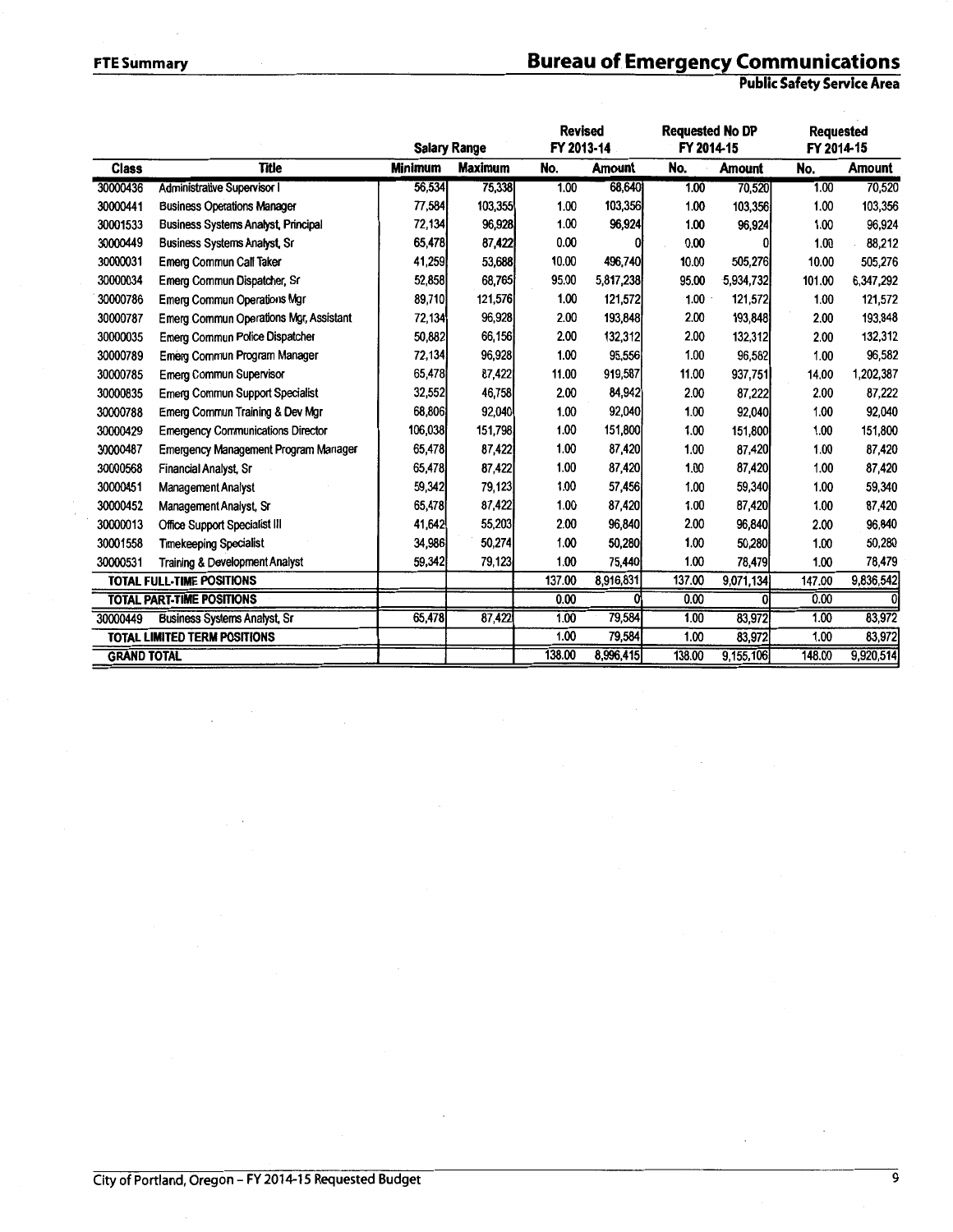## FTE Summary

# Bureau of Emergency Communications

### Public Safety Service Area

| Class | Title | Salary Range | | Revised FY 2013-14 | | Requested No DP FY 2014-15 | | Requested FY 2014-15 | |
|---|---|---|---|---|---|---|---|---|---|
| | | Minimum | Maximum | No. | Amount | No. | Amount | No. | Amount |
| 30000436 | Administrative Supervisor I | 56,534 | 75,338 | 1.00 | 68,640 | 1.00 | 70,520 | 1.00 | 70,520 |
| 30000441 | Business Operations Manager | 77,584 | 103,355 | 1.00 | 103,356 | 1.00 | 103,356 | 1.00 | 103,356 |
| 30001533 | Business Systems Analyst, Principal | 72,134 | 96,928 | 1.00 | 96,924 | 1.00 | 96,924 | 1.00 | 96,924 |
| 30000449 | Business Systems Analyst, Sr | 65,478 | 87,422 | 0.00 | 0 | 0.00 | 0 | 1.00 | 88,212 |
| 30000031 | Emerg Commun Call Taker | 41,259 | 53,688 | 10.00 | 496,740 | 10.00 | 505,276 | 10.00 | 505,276 |
| 30000034 | Emerg Commun Dispatcher, Sr | 52,858 | 68,765 | 95.00 | 5,817,238 | 95.00 | 5,934,732 | 101.00 | 6,347,292 |
| 30000786 | Emerg Commun Operations Mgr | 89,710 | 121,576 | 1.00 | 121,572 | 1.00 | 121,572 | 1.00 | 121,572 |
| 30000787 | Emerg Commun Operations Mgr, Assistant | 72,134 | 96,928 | 2.00 | 193,848 | 2.00 | 193,848 | 2.00 | 193,848 |
| 30000035 | Emerg Commun Police Dispatcher | 50,882 | 66,156 | 2.00 | 132,312 | 2.00 | 132,312 | 2.00 | 132,312 |
| 30000789 | Emerg Commun Program Manager | 72,134 | 96,928 | 1.00 | 95,556 | 1.00 | 96,582 | 1.00 | 96,582 |
| 30000785 | Emerg Commun Supervisor | 65,478 | 87,422 | 11.00 | 919,587 | 11.00 | 937,751 | 14.00 | 1,202,387 |
| 30000835 | Emerg Commun Support Specialist | 32,552 | 46,758 | 2.00 | 84,942 | 2.00 | 87,222 | 2.00 | 87,222 |
| 30000788 | Emerg Commun Training & Dev Mgr | 68,806 | 92,040 | 1.00 | 92,040 | 1.00 | 92,040 | 1.00 | 92,040 |
| 30000429 | Emergency Communications Director | 106,038 | 151,798 | 1.00 | 151,800 | 1.00 | 151,800 | 1.00 | 151,800 |
| 30000487 | Emergency Management Program Manager | 65,478 | 87,422 | 1.00 | 87,420 | 1.00 | 87,420 | 1.00 | 87,420 |
| 30000568 | Financial Analyst, Sr | 65,478 | 87,422 | 1.00 | 87,420 | 1.00 | 87,420 | 1.00 | 87,420 |
| 30000451 | Management Analyst | 59,342 | 79,123 | 1.00 | 57,456 | 1.00 | 59,340 | 1.00 | 59,340 |
| 30000452 | Management Analyst, Sr | 65,478 | 87,422 | 1.00 | 87,420 | 1.00 | 87,420 | 1.00 | 87,420 |
| 30000013 | Office Support Specialist III | 41,642 | 55,203 | 2.00 | 96,840 | 2.00 | 96,840 | 2.00 | 96,840 |
| 30001558 | Timekeeping Specialist | 34,986 | 50,274 | 1.00 | 50,280 | 1.00 | 50,280 | 1.00 | 50,280 |
| 30000531 | Training & Development Analyst | 59,342 | 79,123 | 1.00 | 75,440 | 1.00 | 78,479 | 1.00 | 78,479 |
| TOTAL FULL-TIME POSITIONS | | | | 137.00 | 8,916,831 | 137.00 | 9,071,134 | 147.00 | 9,836,542 |
| TOTAL PART-TIME POSITIONS | | | | 0.00 | 0 | 0.00 | 0 | 0.00 | 0 |
| 30000449 | Business Systems Analyst, Sr | 65,478 | 87,422 | 1.00 | 79,584 | 1.00 | 83,972 | 1.00 | 83,972 |
| TOTAL LIMITED TERM POSITIONS | | | | 1.00 | 79,584 | 1.00 | 83,972 | 1.00 | 83,972 |
| GRAND TOTAL | | | | 138.00 | 8,996,415 | 138.00 | 9,155,106 | 148.00 | 9,920,514 |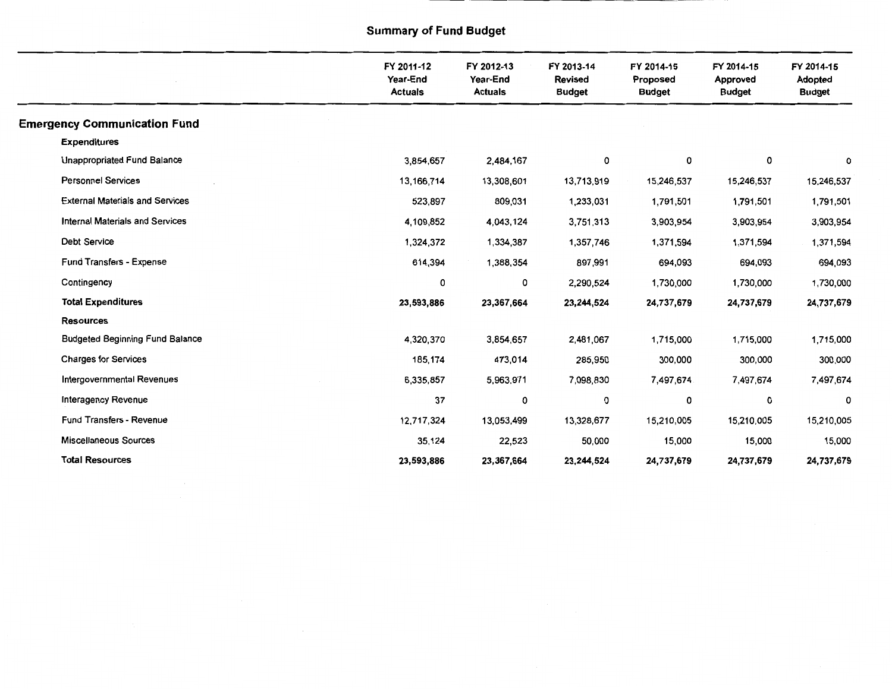# Summary of Fund Budget

| | FY 2011-12 Year-End Actuals | FY 2012-13 Year-End Actuals | FY 2013-14 Revised Budget | FY 2014-15 Proposed Budget | FY 2014-15 Approved Budget | FY 2014-15 Adopted Budget |
|---|---|---|---|---|---|---|
| **Emergency Communication Fund** | | | | | | |
| **Expenditures** | | | | | | |
| Unappropriated Fund Balance | 3,854,657 | 2,484,167 | 0 | 0 | 0 | 0 |
| Personnel Services | 13,166,714 | 13,308,601 | 13,713,919 | 15,246,537 | 15,246,537 | 15,246,537 |
| External Materials and Services | 523,897 | 809,031 | 1,233,031 | 1,791,501 | 1,791,501 | 1,791,501 |
| Internal Materials and Services | 4,109,852 | 4,043,124 | 3,751,313 | 3,903,954 | 3,903,954 | 3,903,954 |
| Debt Service | 1,324,372 | 1,334,387 | 1,357,746 | 1,371,594 | 1,371,594 | 1,371,594 |
| Fund Transfers - Expense | 614,394 | 1,388,354 | 897,991 | 694,093 | 694,093 | 694,093 |
| Contingency | 0 | 0 | 2,290,524 | 1,730,000 | 1,730,000 | 1,730,000 |
| **Total Expenditures** | **23,593,886** | **23,367,664** | **23,244,524** | **24,737,679** | **24,737,679** | **24,737,679** |
| **Resources** | | | | | | |
| Budgeted Beginning Fund Balance | 4,320,370 | 3,854,657 | 2,481,067 | 1,715,000 | 1,715,000 | 1,715,000 |
| Charges for Services | 185,174 | 473,014 | 285,950 | 300,000 | 300,000 | 300,000 |
| Intergovernmental Revenues | 6,335,857 | 5,963,971 | 7,098,830 | 7,497,674 | 7,497,674 | 7,497,674 |
| Interagency Revenue | 37 | 0 | 0 | 0 | 0 | 0 |
| Fund Transfers - Revenue | 12,717,324 | 13,053,499 | 13,328,677 | 15,210,005 | 15,210,005 | 15,210,005 |
| Miscellaneous Sources | 35,124 | 22,523 | 50,000 | 15,000 | 15,000 | 15,000 |
| **Total Resources** | **23,593,886** | **23,367,664** | **23,244,524** | **24,737,679** | **24,737,679** | **24,737,679** |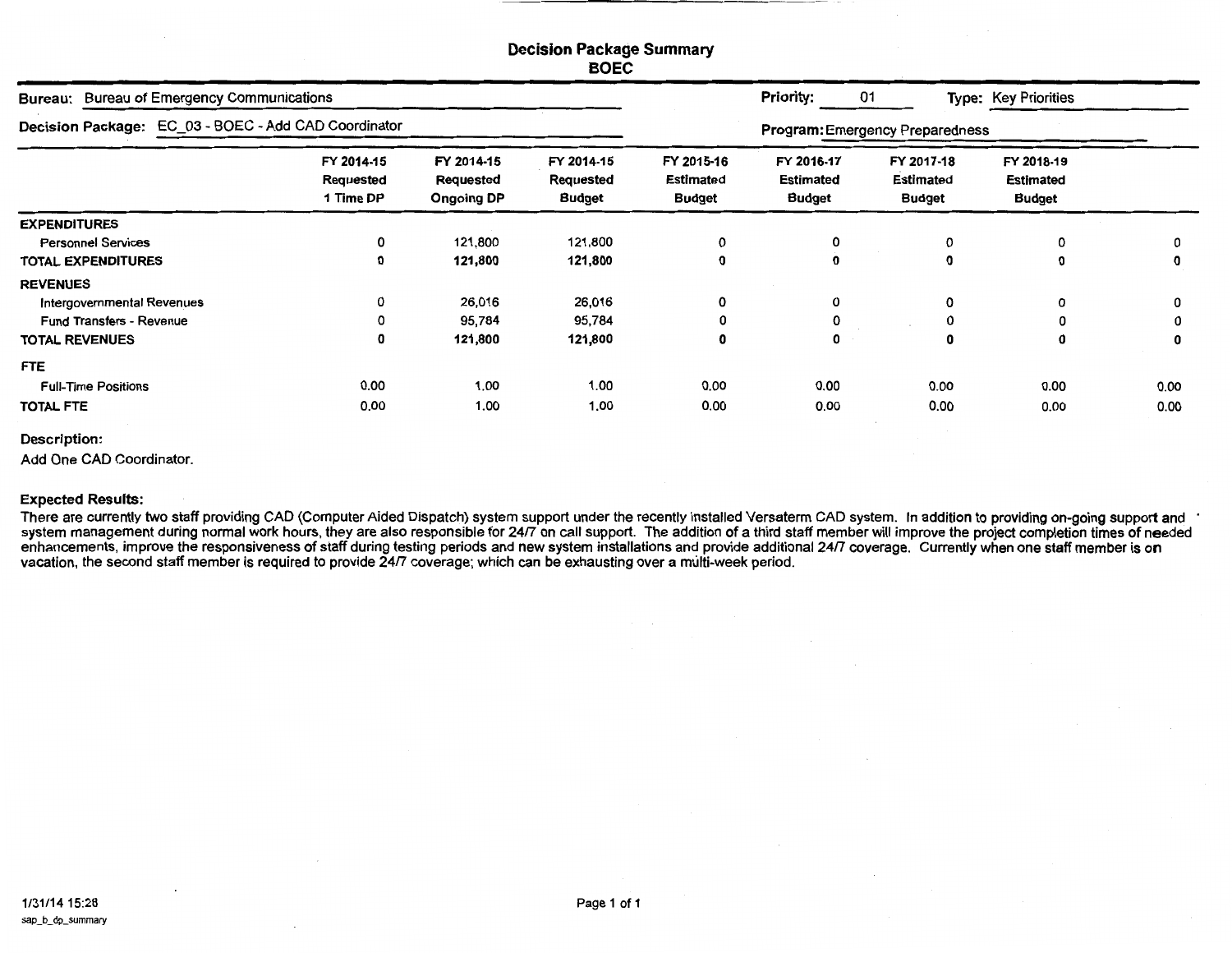# Decision Package Summary
## BOEC

**Bureau:** Bureau of Emergency Communications | **Priority:** 01 | **Type:** Key Priorities

**Decision Package:** EC_03 - BOEC - Add CAD Coordinator | **Program:** Emergency Preparedness

| | FY 2014-15 Requested 1 Time DP | FY 2014-15 Requested Ongoing DP | FY 2014-15 Requested Budget | FY 2015-16 Estimated Budget | FY 2016-17 Estimated Budget | FY 2017-18 Estimated Budget | FY 2018-19 Estimated Budget | |
|---|---|---|---|---|---|---|---|---|
| **EXPENDITURES** | | | | | | | | |
| Personnel Services | 0 | 121,800 | 121,800 | 0 | 0 | 0 | 0 | 0 |
| **TOTAL EXPENDITURES** | **0** | **121,800** | **121,800** | **0** | **0** | **0** | **0** | **0** |
| **REVENUES** | | | | | | | | |
| Intergovernmental Revenues | 0 | 26,016 | 26,016 | 0 | 0 | 0 | 0 | 0 |
| Fund Transfers - Revenue | 0 | 95,784 | 95,784 | 0 | 0 | 0 | 0 | 0 |
| **TOTAL REVENUES** | **0** | **121,800** | **121,800** | **0** | **0** | **0** | **0** | **0** |
| **FTE** | | | | | | | | |
| Full-Time Positions | 0.00 | 1.00 | 1.00 | 0.00 | 0.00 | 0.00 | 0.00 | 0.00 |
| **TOTAL FTE** | 0.00 | 1.00 | 1.00 | 0.00 | 0.00 | 0.00 | 0.00 | 0.00 |

**Description:**

Add One CAD Coordinator.

**Expected Results:**

There are currently two staff providing CAD (Computer Aided Dispatch) system support under the recently installed Versaterm CAD system. In addition to providing on-going support and system management during normal work hours, they are also responsible for 24/7 on call support. The addition of a third staff member will improve the project completion times of needed enhancements, improve the responsiveness of staff during testing periods and new system installations and provide additional 24/7 coverage. Currently when one staff member is on vacation, the second staff member is required to provide 24/7 coverage; which can be exhausting over a multi-week period.

1/31/14 15:28
sap_b_dp_summary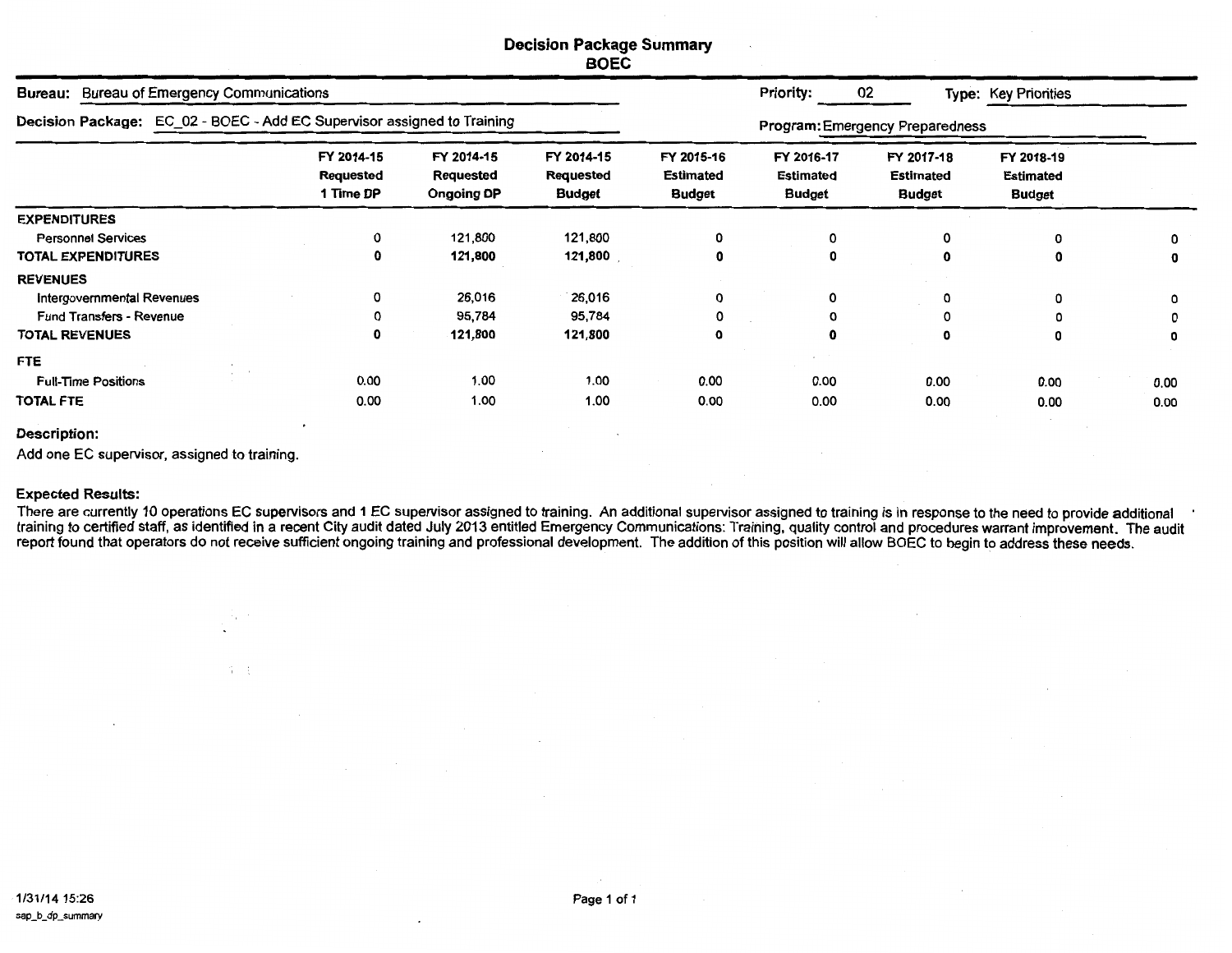# Decision Package Summary

## BOEC

**Bureau:** Bureau of Emergency Communications

**Priority:** 02

**Type:** Key Priorities

**Decision Package:** EC_02 - BOEC - Add EC Supervisor assigned to Training

**Program:** Emergency Preparedness

| | FY 2014-15 Requested 1 Time DP | FY 2014-15 Requested Ongoing DP | FY 2014-15 Requested Budget | FY 2015-16 Estimated Budget | FY 2016-17 Estimated Budget | FY 2017-18 Estimated Budget | FY 2018-19 Estimated Budget | |
|---|---|---|---|---|---|---|---|---|
| **EXPENDITURES** | | | | | | | | |
| Personnel Services | 0 | 121,800 | 121,800 | 0 | 0 | 0 | 0 | 0 |
| **TOTAL EXPENDITURES** | **0** | **121,800** | **121,800** | **0** | **0** | **0** | **0** | **0** |
| **REVENUES** | | | | | | | | |
| Intergovernmental Revenues | 0 | 26,016 | 26,016 | 0 | 0 | 0 | 0 | 0 |
| Fund Transfers - Revenue | 0 | 95,784 | 95,784 | 0 | 0 | 0 | 0 | 0 |
| **TOTAL REVENUES** | **0** | **121,800** | **121,800** | **0** | **0** | **0** | **0** | **0** |
| **FTE** | | | | | | | | |
| Full-Time Positions | 0.00 | 1.00 | 1.00 | 0.00 | 0.00 | 0.00 | 0.00 | 0.00 |
| **TOTAL FTE** | 0.00 | 1.00 | 1.00 | 0.00 | 0.00 | 0.00 | 0.00 | 0.00 |

**Description:**

Add one EC supervisor, assigned to training.

**Expected Results:**

There are currently 10 operations EC supervisors and 1 EC supervisor assigned to training. An additional supervisor assigned to training is in response to the need to provide additional training to certified staff, as identified in a recent City audit dated July 2013 entitled Emergency Communications: Training, quality control and procedures warrant improvement. The audit report found that operators do not receive sufficient ongoing training and professional development. The addition of this position will allow BOEC to begin to address these needs.

1/31/14 15:26
sap_b_dp_summary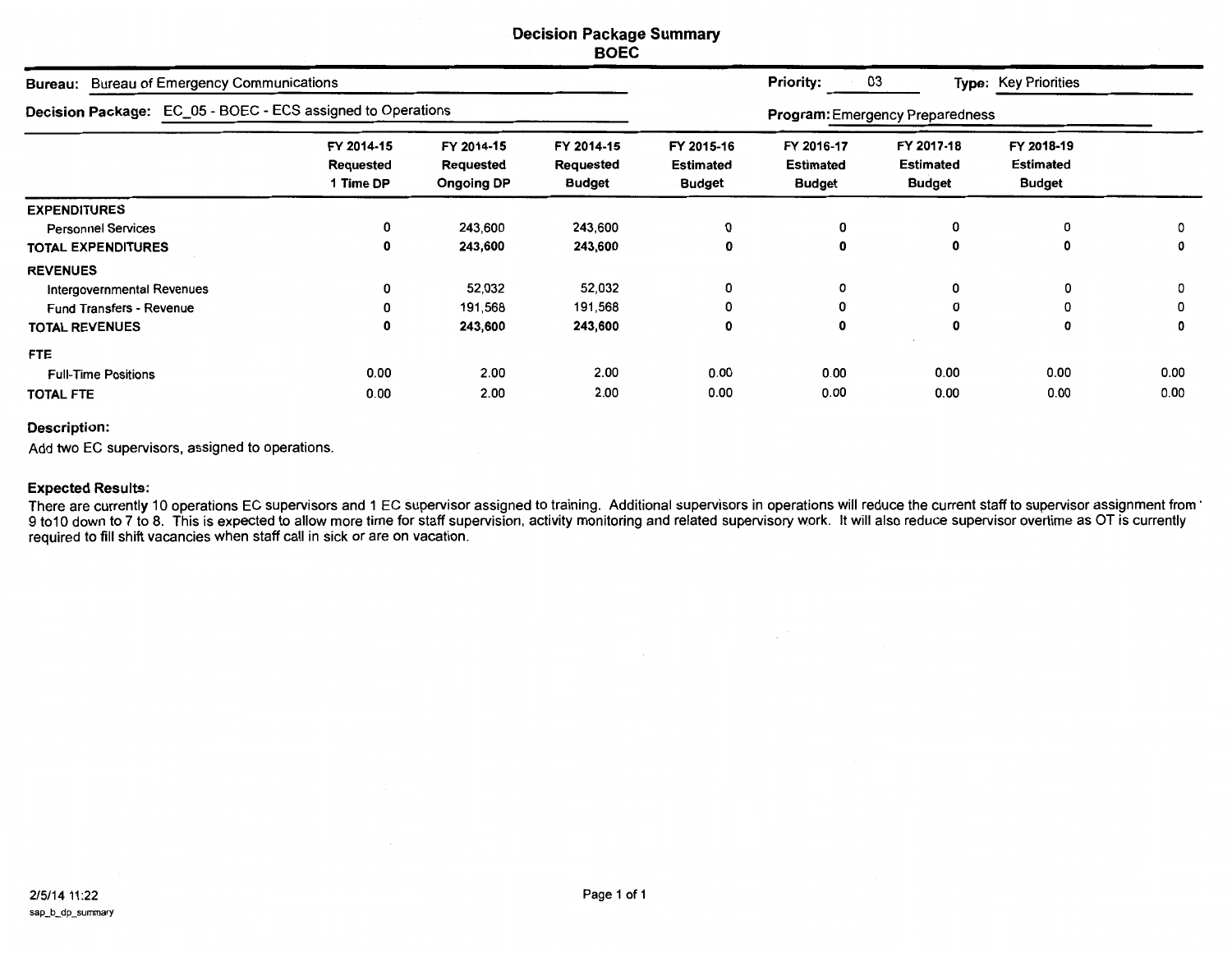# Decision Package Summary
## BOEC

**Bureau:** Bureau of Emergency Communications | **Priority:** 03 | **Type:** Key Priorities

**Decision Package:** EC_05 - BOEC - ECS assigned to Operations | **Program:** Emergency Preparedness

| | FY 2014-15 Requested 1 Time DP | FY 2014-15 Requested Ongoing DP | FY 2014-15 Requested Budget | FY 2015-16 Estimated Budget | FY 2016-17 Estimated Budget | FY 2017-18 Estimated Budget | FY 2018-19 Estimated Budget | |
|---|---|---|---|---|---|---|---|---|
| **EXPENDITURES** | | | | | | | | |
| Personnel Services | 0 | 243,600 | 243,600 | 0 | 0 | 0 | 0 | 0 |
| **TOTAL EXPENDITURES** | **0** | **243,600** | **243,600** | **0** | **0** | **0** | **0** | **0** |
| **REVENUES** | | | | | | | | |
| Intergovernmental Revenues | 0 | 52,032 | 52,032 | 0 | 0 | 0 | 0 | 0 |
| Fund Transfers - Revenue | 0 | 191,568 | 191,568 | 0 | 0 | 0 | 0 | 0 |
| **TOTAL REVENUES** | **0** | **243,600** | **243,600** | **0** | **0** | **0** | **0** | **0** |
| **FTE** | | | | | | | | |
| Full-Time Positions | 0.00 | 2.00 | 2.00 | 0.00 | 0.00 | 0.00 | 0.00 | 0.00 |
| **TOTAL FTE** | 0.00 | 2.00 | 2.00 | 0.00 | 0.00 | 0.00 | 0.00 | 0.00 |

**Description:**

Add two EC supervisors, assigned to operations.

**Expected Results:**

There are currently 10 operations EC supervisors and 1 EC supervisor assigned to training. Additional supervisors in operations will reduce the current staff to supervisor assignment from 9 to10 down to 7 to 8. This is expected to allow more time for staff supervision, activity monitoring and related supervisory work. It will also reduce supervisor overtime as OT is currently required to fill shift vacancies when staff call in sick or are on vacation.

2/5/14 11:22
sap_b_dp_summary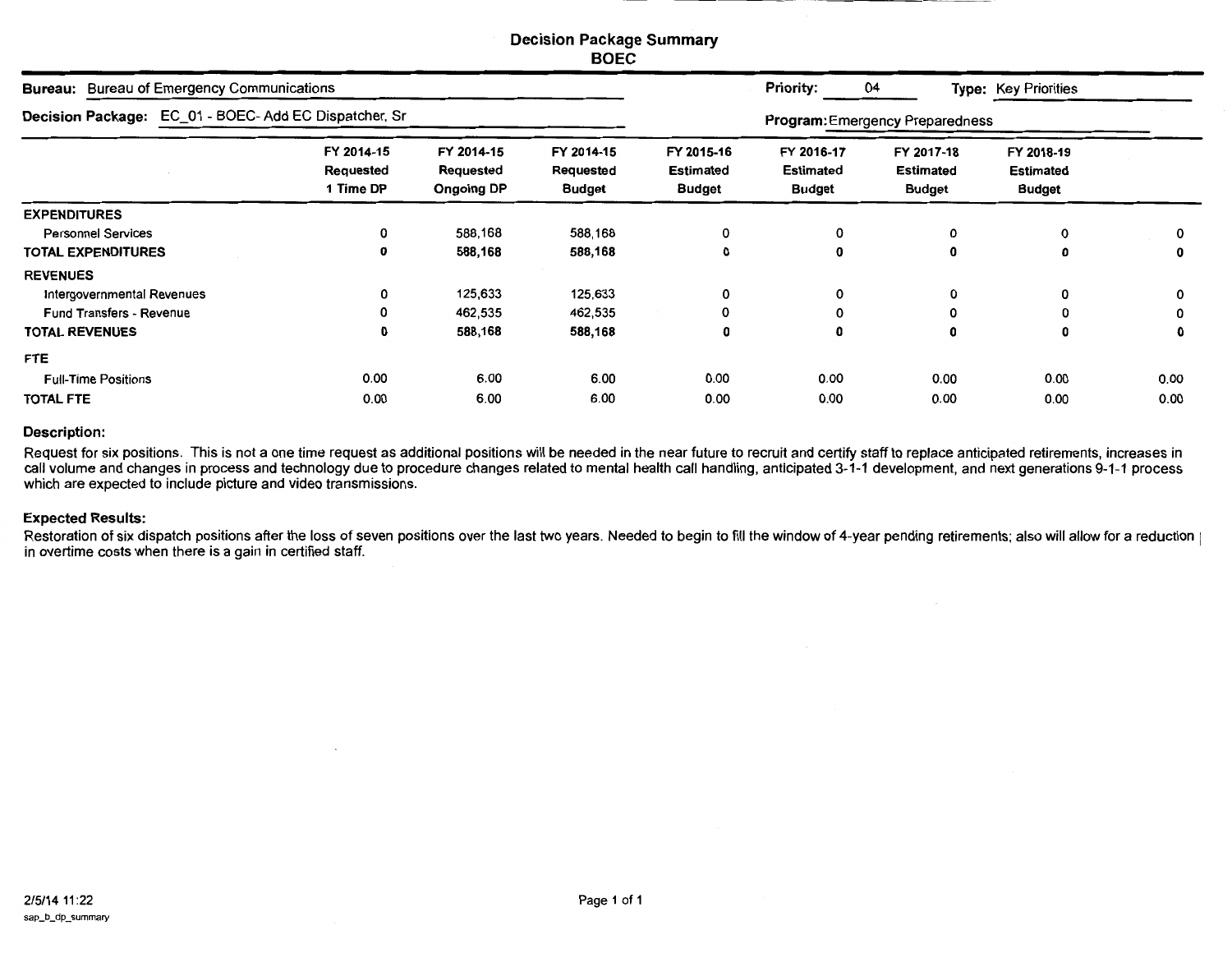# Decision Package Summary

## BOEC

**Bureau:** Bureau of Emergency Communications

**Priority:** 04

**Type:** Key Priorities

**Decision Package:** EC_01 - BOEC- Add EC Dispatcher, Sr

**Program:** Emergency Preparedness

| | FY 2014-15 Requested 1 Time DP | FY 2014-15 Requested Ongoing DP | FY 2014-15 Requested Budget | FY 2015-16 Estimated Budget | FY 2016-17 Estimated Budget | FY 2017-18 Estimated Budget | FY 2018-19 Estimated Budget | |
|---|---|---|---|---|---|---|---|---|
| **EXPENDITURES** | | | | | | | | |
| Personnel Services | 0 | 588,168 | 588,168 | 0 | 0 | 0 | 0 | 0 |
| **TOTAL EXPENDITURES** | **0** | **588,168** | **588,168** | **0** | **0** | **0** | **0** | **0** |
| **REVENUES** | | | | | | | | |
| Intergovernmental Revenues | 0 | 125,633 | 125,633 | 0 | 0 | 0 | 0 | 0 |
| Fund Transfers - Revenue | 0 | 462,535 | 462,535 | 0 | 0 | 0 | 0 | 0 |
| **TOTAL REVENUES** | **0** | **588,168** | **588,168** | **0** | **0** | **0** | **0** | **0** |
| **FTE** | | | | | | | | |
| Full-Time Positions | 0.00 | 6.00 | 6.00 | 0.00 | 0.00 | 0.00 | 0.00 | 0.00 |
| **TOTAL FTE** | 0.00 | 6.00 | 6.00 | 0.00 | 0.00 | 0.00 | 0.00 | 0.00 |

### Description:

Request for six positions. This is not a one time request as additional positions will be needed in the near future to recruit and certify staff to replace anticipated retirements, increases in call volume and changes in process and technology due to procedure changes related to mental health call handling, anticipated 3-1-1 development, and next generations 9-1-1 process which are expected to include picture and video transmissions.

### Expected Results:

Restoration of six dispatch positions after the loss of seven positions over the last two years. Needed to begin to fill the window of 4-year pending retirements; also will allow for a reduction in overtime costs when there is a gain in certified staff.

2/5/14 11:22
sap_b_dp_summary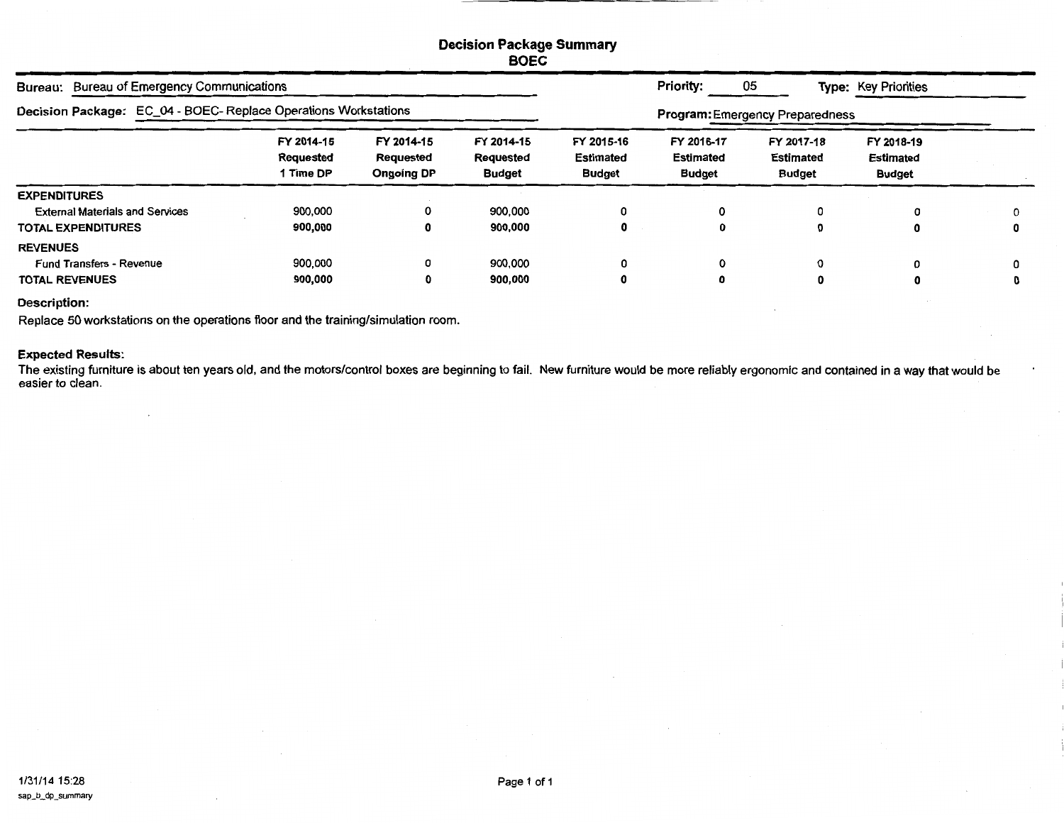## Decision Package Summary
### BOEC

**Bureau:** Bureau of Emergency Communications | **Priority:** 05 | **Type:** Key Priorities

**Decision Package:** EC_04 - BOEC- Replace Operations Workstations | **Program:** Emergency Preparedness

| | FY 2014-15 Requested 1 Time DP | FY 2014-15 Requested Ongoing DP | FY 2014-15 Requested Budget | FY 2015-16 Estimated Budget | FY 2016-17 Estimated Budget | FY 2017-18 Estimated Budget | FY 2018-19 Estimated Budget | |
|---|---|---|---|---|---|---|---|---|
| **EXPENDITURES** | | | | | | | | |
| External Materials and Services | 900,000 | 0 | 900,000 | 0 | 0 | 0 | 0 | 0 |
| **TOTAL EXPENDITURES** | **900,000** | **0** | **900,000** | **0** | **0** | **0** | **0** | **0** |
| **REVENUES** | | | | | | | | |
| Fund Transfers - Revenue | 900,000 | 0 | 900,000 | 0 | 0 | 0 | 0 | 0 |
| **TOTAL REVENUES** | **900,000** | **0** | **900,000** | **0** | **0** | **0** | **0** | **0** |

**Description:**

Replace 50 workstations on the operations floor and the training/simulation room.

**Expected Results:**

The existing furniture is about ten years old, and the motors/control boxes are beginning to fail. New furniture would be more reliably ergonomic and contained in a way that would be easier to clean.

1/31/14 15:28
sap_b_dp_summary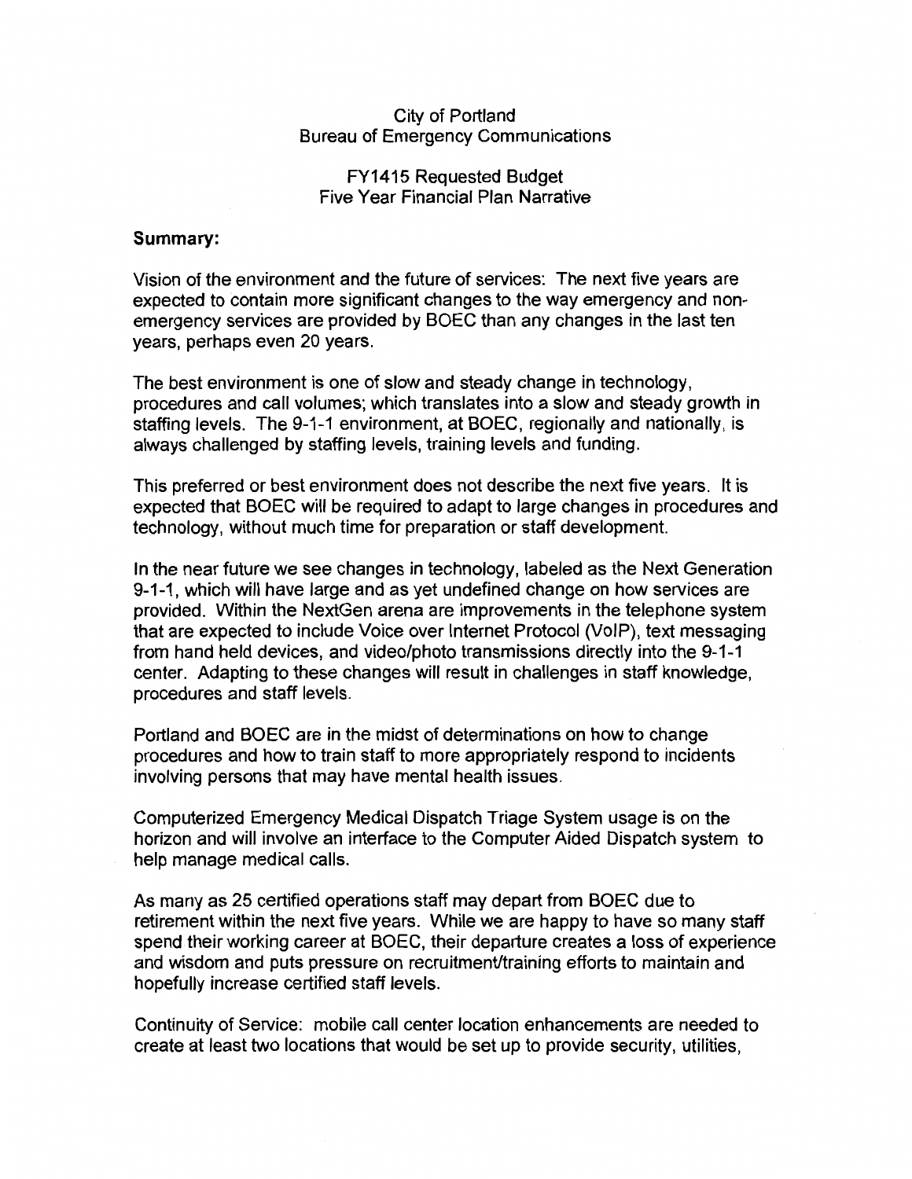City of Portland
Bureau of Emergency Communications

FY1415 Requested Budget
Five Year Financial Plan Narrative

**Summary:**

Vision of the environment and the future of services: The next five years are expected to contain more significant changes to the way emergency and non-emergency services are provided by BOEC than any changes in the last ten years, perhaps even 20 years.

The best environment is one of slow and steady change in technology, procedures and call volumes; which translates into a slow and steady growth in staffing levels. The 9-1-1 environment, at BOEC, regionally and nationally, is always challenged by staffing levels, training levels and funding.

This preferred or best environment does not describe the next five years. It is expected that BOEC will be required to adapt to large changes in procedures and technology, without much time for preparation or staff development.

In the near future we see changes in technology, labeled as the Next Generation 9-1-1, which will have large and as yet undefined change on how services are provided. Within the NextGen arena are improvements in the telephone system that are expected to include Voice over Internet Protocol (VoIP), text messaging from hand held devices, and video/photo transmissions directly into the 9-1-1 center. Adapting to these changes will result in challenges in staff knowledge, procedures and staff levels.

Portland and BOEC are in the midst of determinations on how to change procedures and how to train staff to more appropriately respond to incidents involving persons that may have mental health issues.

Computerized Emergency Medical Dispatch Triage System usage is on the horizon and will involve an interface to the Computer Aided Dispatch system to help manage medical calls.

As many as 25 certified operations staff may depart from BOEC due to retirement within the next five years. While we are happy to have so many staff spend their working career at BOEC, their departure creates a loss of experience and wisdom and puts pressure on recruitment/training efforts to maintain and hopefully increase certified staff levels.

Continuity of Service: mobile call center location enhancements are needed to create at least two locations that would be set up to provide security, utilities,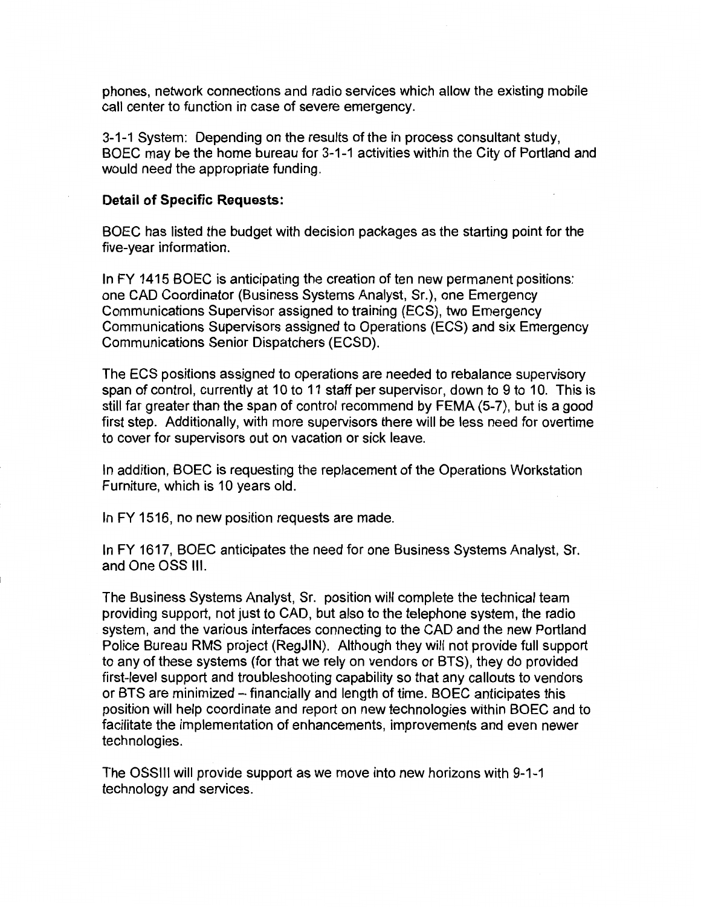phones, network connections and radio services which allow the existing mobile call center to function in case of severe emergency.

3-1-1 System: Depending on the results of the in process consultant study, BOEC may be the home bureau for 3-1-1 activities within the City of Portland and would need the appropriate funding.

**Detail of Specific Requests:**

BOEC has listed the budget with decision packages as the starting point for the five-year information.

In FY 1415 BOEC is anticipating the creation of ten new permanent positions: one CAD Coordinator (Business Systems Analyst, Sr.), one Emergency Communications Supervisor assigned to training (ECS), two Emergency Communications Supervisors assigned to Operations (ECS) and six Emergency Communications Senior Dispatchers (ECSD).

The ECS positions assigned to operations are needed to rebalance supervisory span of control, currently at 10 to 11 staff per supervisor, down to 9 to 10. This is still far greater than the span of control recommend by FEMA (5-7), but is a good first step. Additionally, with more supervisors there will be less need for overtime to cover for supervisors out on vacation or sick leave.

In addition, BOEC is requesting the replacement of the Operations Workstation Furniture, which is 10 years old.

In FY 1516, no new position requests are made.

In FY 1617, BOEC anticipates the need for one Business Systems Analyst, Sr. and One OSS III.

The Business Systems Analyst, Sr. position will complete the technical team providing support, not just to CAD, but also to the telephone system, the radio system, and the various interfaces connecting to the CAD and the new Portland Police Bureau RMS project (RegJIN). Although they will not provide full support to any of these systems (for that we rely on vendors or BTS), they do provided first-level support and troubleshooting capability so that any callouts to vendors or BTS are minimized – financially and length of time. BOEC anticipates this position will help coordinate and report on new technologies within BOEC and to facilitate the implementation of enhancements, improvements and even newer technologies.

The OSSIII will provide support as we move into new horizons with 9-1-1 technology and services.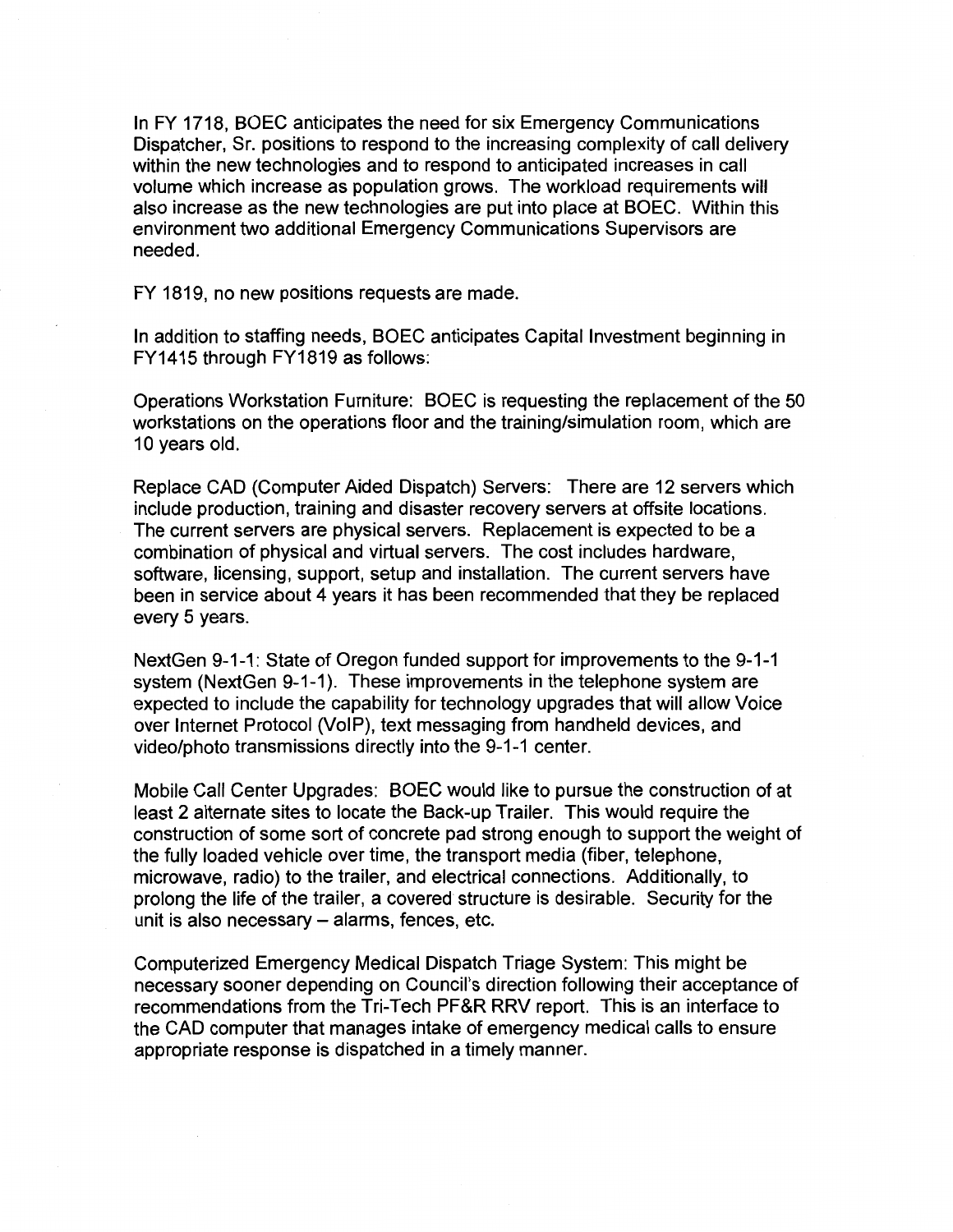In FY 1718, BOEC anticipates the need for six Emergency Communications Dispatcher, Sr. positions to respond to the increasing complexity of call delivery within the new technologies and to respond to anticipated increases in call volume which increase as population grows. The workload requirements will also increase as the new technologies are put into place at BOEC. Within this environment two additional Emergency Communications Supervisors are needed.

FY 1819, no new positions requests are made.

In addition to staffing needs, BOEC anticipates Capital Investment beginning in FY1415 through FY1819 as follows:

Operations Workstation Furniture: BOEC is requesting the replacement of the 50 workstations on the operations floor and the training/simulation room, which are 10 years old.

Replace CAD (Computer Aided Dispatch) Servers: There are 12 servers which include production, training and disaster recovery servers at offsite locations. The current servers are physical servers. Replacement is expected to be a combination of physical and virtual servers. The cost includes hardware, software, licensing, support, setup and installation. The current servers have been in service about 4 years it has been recommended that they be replaced every 5 years.

NextGen 9-1-1: State of Oregon funded support for improvements to the 9-1-1 system (NextGen 9-1-1). These improvements in the telephone system are expected to include the capability for technology upgrades that will allow Voice over Internet Protocol (VoIP), text messaging from handheld devices, and video/photo transmissions directly into the 9-1-1 center.

Mobile Call Center Upgrades: BOEC would like to pursue the construction of at least 2 alternate sites to locate the Back-up Trailer. This would require the construction of some sort of concrete pad strong enough to support the weight of the fully loaded vehicle over time, the transport media (fiber, telephone, microwave, radio) to the trailer, and electrical connections. Additionally, to prolong the life of the trailer, a covered structure is desirable. Security for the unit is also necessary – alarms, fences, etc.

Computerized Emergency Medical Dispatch Triage System: This might be necessary sooner depending on Council's direction following their acceptance of recommendations from the Tri-Tech PF&R RRV report. This is an interface to the CAD computer that manages intake of emergency medical calls to ensure appropriate response is dispatched in a timely manner.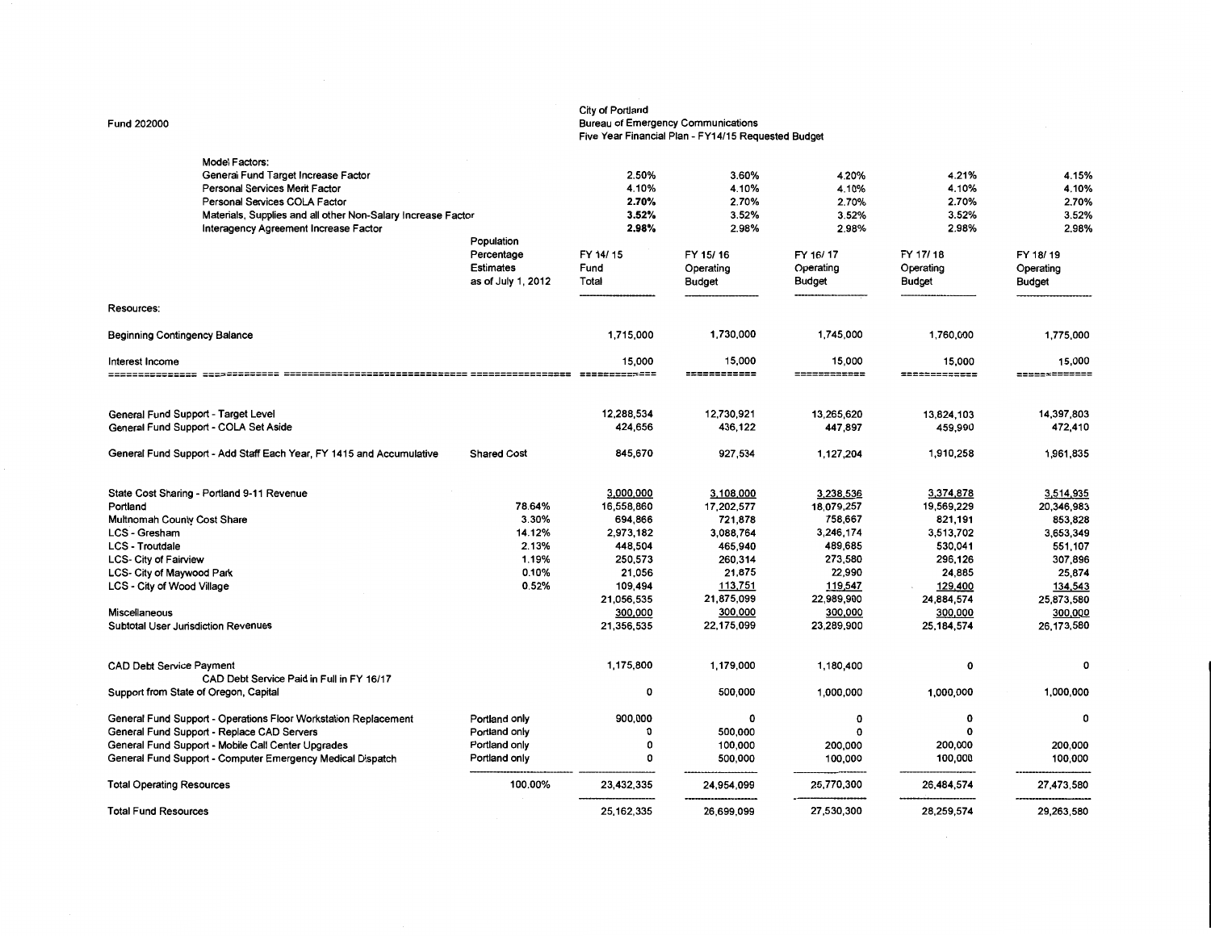Fund 202000

City of Portland
Bureau of Emergency Communications
Five Year Financial Plan - FY14/15 Requested Budget

| Model Factors: | | | | | | |
|---|---|---|---|---|---|---|
| General Fund Target Increase Factor | | 2.50% | 3.60% | 4.20% | 4.21% | 4.15% |
| Personal Services Merit Factor | | 4.10% | 4.10% | 4.10% | 4.10% | 4.10% |
| Personal Services COLA Factor | | **2.70%** | 2.70% | 2.70% | 2.70% | 2.70% |
| Materials, Supplies and all other Non-Salary Increase Factor | | **3.52%** | 3.52% | 3.52% | 3.52% | 3.52% |
| Interagency Agreement Increase Factor | | **2.98%** | 2.98% | 2.98% | 2.98% | 2.98% |

| | Population Percentage Estimates as of July 1, 2012 | FY 14/ 15 Fund Total | FY 15/ 16 Operating Budget | FY 16/ 17 Operating Budget | FY 17/ 18 Operating Budget | FY 18/ 19 Operating Budget |
|---|---|---|---|---|---|---|
| **Resources:** | | | | | | |
| Beginning Contingency Balance | | 1,715,000 | 1,730,000 | 1,745,000 | 1,760,000 | 1,775,000 |
| Interest Income | | 15,000 | 15,000 | 15,000 | 15,000 | 15,000 |
| General Fund Support - Target Level | | 12,288,534 | 12,730,921 | 13,265,620 | 13,824,103 | 14,397,803 |
| General Fund Support - COLA Set Aside | | 424,656 | 436,122 | 447,897 | 459,990 | 472,410 |
| General Fund Support - Add Staff Each Year, FY 1415 and Accumulative | Shared Cost | 845,670 | 927,534 | 1,127,204 | 1,910,258 | 1,961,835 |
| State Cost Sharing - Portland 9-11 Revenue | | 3,000,000 | 3,108,000 | 3,238,536 | 3,374,878 | 3,514,935 |
| Portland | 78.64% | 16,558,860 | 17,202,577 | 18,079,257 | 19,569,229 | 20,346,983 |
| Multnomah County Cost Share | 3.30% | 694,866 | 721,878 | 758,667 | 821,191 | 853,828 |
| LCS - Gresham | 14.12% | 2,973,182 | 3,088,764 | 3,246,174 | 3,513,702 | 3,653,349 |
| LCS - Troutdale | 2.13% | 448,504 | 465,940 | 489,685 | 530,041 | 551,107 |
| LCS- City of Fairview | 1.19% | 250,573 | 260,314 | 273,580 | 296,126 | 307,896 |
| LCS- City of Maywood Park | 0.10% | 21,056 | 21,875 | 22,990 | 24,885 | 25,874 |
| LCS - City of Wood Village | 0.52% | 109,494 | 113,751 | 119,547 | 129,400 | 134,543 |
| | | 21,056,535 | 21,875,099 | 22,989,900 | 24,884,574 | 25,873,580 |
| Miscellaneous | | 300,000 | 300,000 | 300,000 | 300,000 | 300,000 |
| Subtotal User Jurisdiction Revenues | | 21,356,535 | 22,175,099 | 23,289,900 | 25,184,574 | 26,173,580 |
| CAD Debt Service Payment | | 1,175,800 | 1,179,000 | 1,180,400 | 0 | 0 |
| CAD Debt Service Paid in Full in FY 16/17 | | | | | | |
| Support from State of Oregon, Capital | | 0 | 500,000 | 1,000,000 | 1,000,000 | 1,000,000 |
| General Fund Support - Operations Floor Workstation Replacement | Portland only | 900,000 | 0 | 0 | 0 | 0 |
| General Fund Support - Replace CAD Servers | Portland only | 0 | 500,000 | 0 | 0 | |
| General Fund Support - Mobile Call Center Upgrades | Portland only | 0 | 100,000 | 200,000 | 200,000 | 200,000 |
| General Fund Support - Computer Emergency Medical Dispatch | Portland only | 0 | 500,000 | 100,000 | 100,000 | 100,000 |
| Total Operating Resources | 100.00% | 23,432,335 | 24,954,099 | 25,770,300 | 26,484,574 | 27,473,580 |
| Total Fund Resources | | 25,162,335 | 26,699,099 | 27,530,300 | 28,259,574 | 29,263,580 |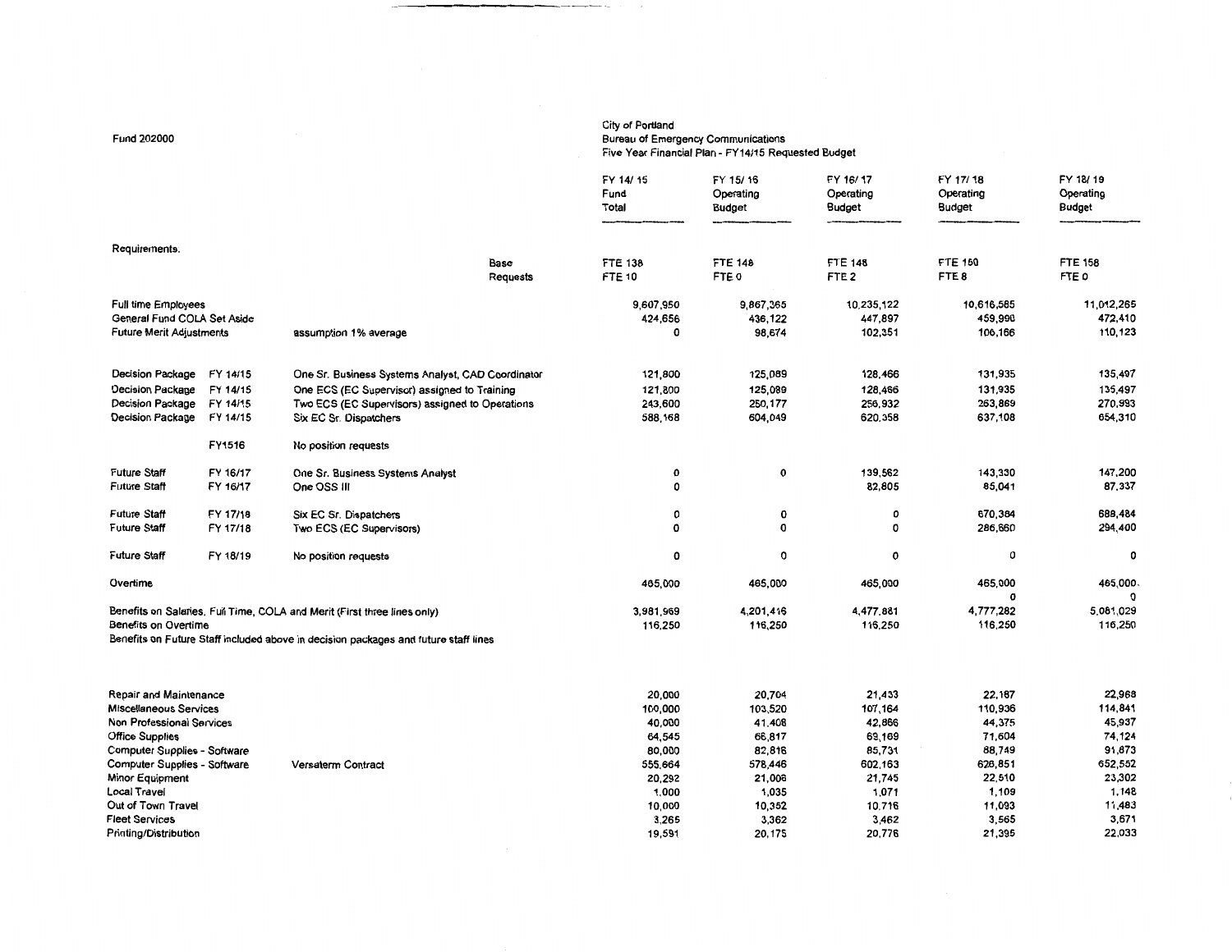Fund 202000

City of Portland
Bureau of Emergency Communications
Five Year Financial Plan - FY14/15 Requested Budget

| | | | FY 14/15 Fund Total | FY 15/16 Operating Budget | FY 16/17 Operating Budget | FY 17/18 Operating Budget | FY 18/19 Operating Budget |
|---|---|---|---|---|---|---|---|
| Requirements. | | | | | | | |
| | | Base | FTE 138 | FTE 148 | FTE 148 | FTE 150 | FTE 158 |
| | | Requests | FTE 10 | FTE 0 | FTE 2 | FTE 8 | FTE 0 |
| Full time Employees | | | 9,607,950 | 9,867,365 | 10,235,122 | 10,616,585 | 11,012,265 |
| General Fund COLA Set Aside | | | 424,656 | 436,122 | 447,897 | 459,990 | 472,410 |
| Future Merit Adjustments | | assumption 1% average | 0 | 98,674 | 102,351 | 106,166 | 110,123 |
| Decision Package | FY 14/15 | One Sr. Business Systems Analyst, CAD Coordinator | 121,800 | 125,089 | 128,466 | 131,935 | 135,497 |
| Decision Package | FY 14/15 | One ECS (EC Supervisor) assigned to Training | 121,800 | 125,089 | 128,466 | 131,935 | 135,497 |
| Decision Package | FY 14/15 | Two ECS (EC Supervisors) assigned to Operations | 243,600 | 250,177 | 256,932 | 263,869 | 270,993 |
| Decision Package | FY 14/15 | Six EC Sr. Dispatchers | 588,168 | 604,049 | 620,358 | 637,108 | 654,310 |
| | FY1516 | No position requests | | | | | |
| Future Staff | FY 16/17 | One Sr. Business Systems Analyst | 0 | 0 | 139,562 | 143,330 | 147,200 |
| Future Staff | FY 16/17 | One OSS III | 0 | | 82,805 | 85,041 | 87,337 |
| Future Staff | FY 17/18 | Six EC Sr. Dispatchers | 0 | 0 | 0 | 670,384 | 688,484 |
| Future Staff | FY 17/18 | Two ECS (EC Supervisors) | 0 | 0 | 0 | 286,660 | 294,400 |
| Future Staff | FY 18/19 | No position requests | 0 | 0 | 0 | 0 | 0 |
| Overtime | | | 465,000 | 465,000 | 465,000 | 465,000 | 465,000 |
| | | | | | | 0 | 0 |
| Benefits on Salaries, Full Time, COLA and Merit (First three lines only) | | | 3,981,969 | 4,201,416 | 4,477,881 | 4,777,282 | 5,081,029 |
| Benefits on Overtime | | | 116,250 | 116,250 | 116,250 | 116,250 | 116,250 |
| Benefits on Future Staff included above in decision packages and future staff lines | | | | | | | |
| Repair and Maintenance | | | 20,000 | 20,704 | 21,433 | 22,187 | 22,968 |
| Miscellaneous Services | | | 100,000 | 103,520 | 107,164 | 110,936 | 114,841 |
| Non Professional Services | | | 40,000 | 41,408 | 42,866 | 44,375 | 45,937 |
| Office Supplies | | | 64,545 | 66,817 | 69,169 | 71,604 | 74,124 |
| Computer Supplies - Software | | | 80,000 | 82,816 | 85,731 | 88,749 | 91,873 |
| Computer Supplies - Software | | Versaterm Contract | 555,664 | 578,446 | 602,163 | 626,851 | 652,552 |
| Minor Equipment | | | 20,292 | 21,006 | 21,745 | 22,510 | 23,302 |
| Local Travel | | | 1,000 | 1,035 | 1,071 | 1,109 | 1,148 |
| Out of Town Travel | | | 10,000 | 10,352 | 10,716 | 11,093 | 11,483 |
| Fleet Services | | | 3,265 | 3,362 | 3,462 | 3,565 | 3,671 |
| Printing/Distribution | | | 19,591 | 20,175 | 20,776 | 21,395 | 22,033 |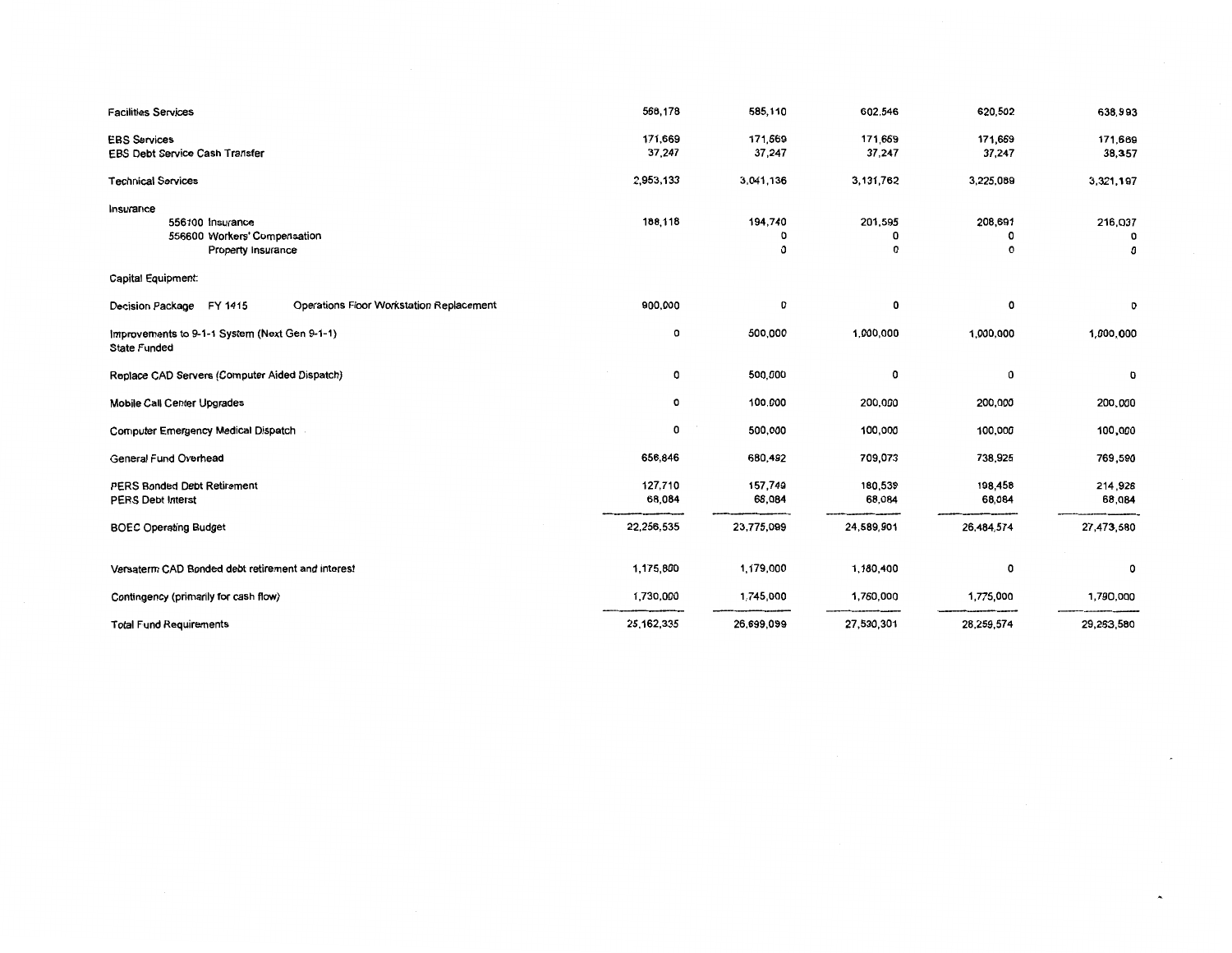| | | | | | |
|---|---|---|---|---|---|
| Facilities Services | 568,178 | 585,110 | 602,546 | 620,502 | 638,993 |
| EBS Services | 171,669 | 171,669 | 171,669 | 171,669 | 171,669 |
| EBS Debt Service Cash Transfer | 37,247 | 37,247 | 37,247 | 37,247 | 38,357 |
| Technical Services | 2,953,133 | 3,041,136 | 3,131,762 | 3,225,089 | 3,321,197 |
| Insurance | | | | | |
| 556100 Insurance | 188,118 | 194,740 | 201,595 | 208,691 | 216,037 |
| 556600 Workers' Compensation | | 0 | 0 | 0 | 0 |
| Property Insurance | | 0 | 0 | 0 | 0 |
| Capital Equipment: | | | | | |
| Decision Package FY 1415 Operations Floor Workstation Replacement | 900,000 | 0 | 0 | 0 | 0 |
| Improvements to 9-1-1 System (Next Gen 9-1-1) State Funded | 0 | 500,000 | 1,000,000 | 1,000,000 | 1,000,000 |
| Replace CAD Servers (Computer Aided Dispatch) | 0 | 500,000 | 0 | 0 | 0 |
| Mobile Call Center Upgrades | 0 | 100,000 | 200,000 | 200,000 | 200,000 |
| Computer Emergency Medical Dispatch | 0 | 500,000 | 100,000 | 100,000 | 100,000 |
| General Fund Overhead | 656,846 | 680,492 | 709,073 | 738,925 | 769,590 |
| PERS Bonded Debt Retirement | 127,710 | 157,749 | 180,539 | 198,458 | 214,926 |
| PERS Debt Interst | 68,084 | 68,084 | 68,084 | 68,084 | 68,084 |
| BOEC Operating Budget | 22,256,535 | 23,775,099 | 24,589,901 | 26,484,574 | 27,473,580 |
| Versaterm CAD Bonded debt retirement and interest | 1,175,800 | 1,179,000 | 1,180,400 | 0 | 0 |
| Contingency (primarily for cash flow) | 1,730,000 | 1,745,000 | 1,760,000 | 1,775,000 | 1,790,000 |
| Total Fund Requirements | 25,162,335 | 26,699,099 | 27,530,301 | 28,259,574 | 29,263,580 |